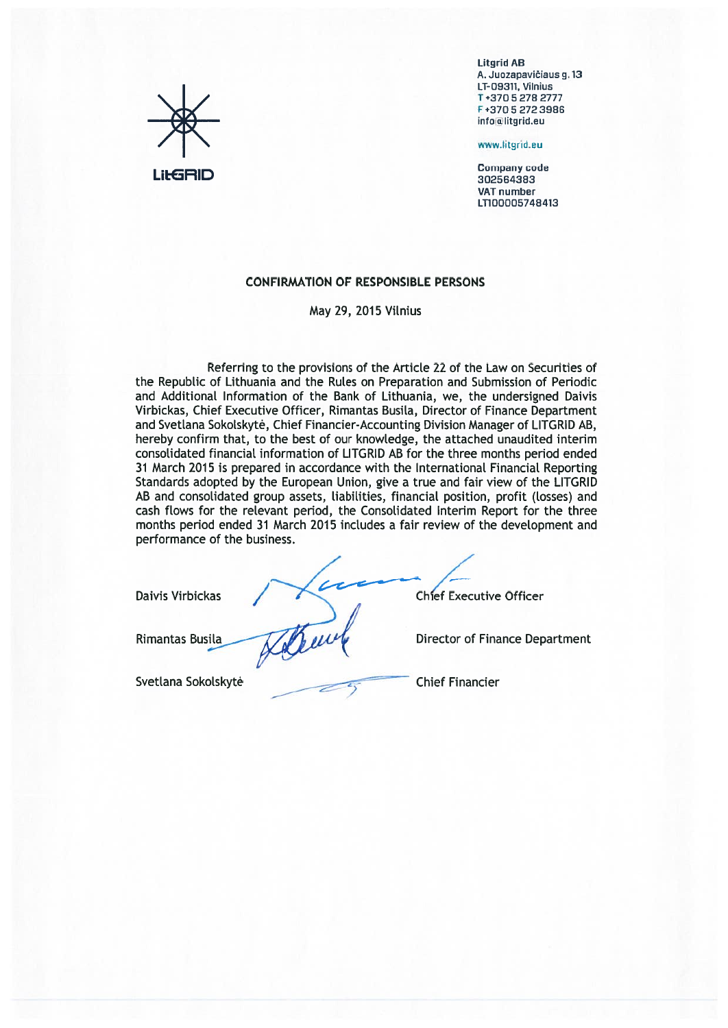LitGRID

**Litgrid AB**
A. Juozapavičiaus g. 13
LT-09311, Vilnius
T +370 5 278 2777
F +370 5 272 3986
info@litgrid.eu

www.litgrid.eu

**Company code**
302564383
**VAT number**
LT100005748413

## CONFIRMATION OF RESPONSIBLE PERSONS

May 29, 2015 Vilnius

Referring to the provisions of the Article 22 of the Law on Securities of the Republic of Lithuania and the Rules on Preparation and Submission of Periodic and Additional Information of the Bank of Lithuania, we, the undersigned Daivis Virbickas, Chief Executive Officer, Rimantas Busila, Director of Finance Department and Svetlana Sokolskytė, Chief Financier-Accounting Division Manager of LITGRID AB, hereby confirm that, to the best of our knowledge, the attached unaudited interim consolidated financial information of LITGRID AB for the three months period ended 31 March 2015 is prepared in accordance with the International Financial Reporting Standards adopted by the European Union, give a true and fair view of the LITGRID AB and consolidated group assets, liabilities, financial position, profit (losses) and cash flows for the relevant period, the Consolidated Interim Report for the three months period ended 31 March 2015 includes a fair review of the development and performance of the business.

Daivis Virbickas — Chief Executive Officer

Rimantas Busila — Director of Finance Department

Svetlana Sokolskytė — Chief Financier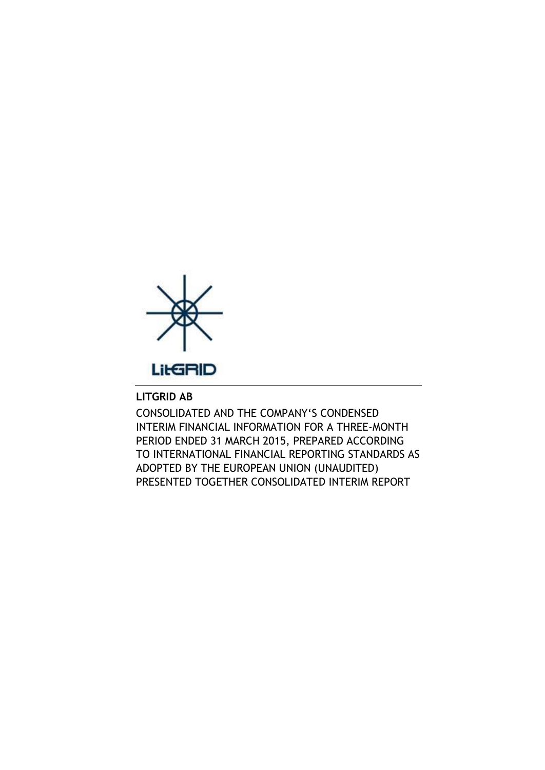LitGRID

**LITGRID AB**

CONSOLIDATED AND THE COMPANY'S CONDENSED INTERIM FINANCIAL INFORMATION FOR A THREE-MONTH PERIOD ENDED 31 MARCH 2015, PREPARED ACCORDING TO INTERNATIONAL FINANCIAL REPORTING STANDARDS AS ADOPTED BY THE EUROPEAN UNION (UNAUDITED) PRESENTED TOGETHER CONSOLIDATED INTERIM REPORT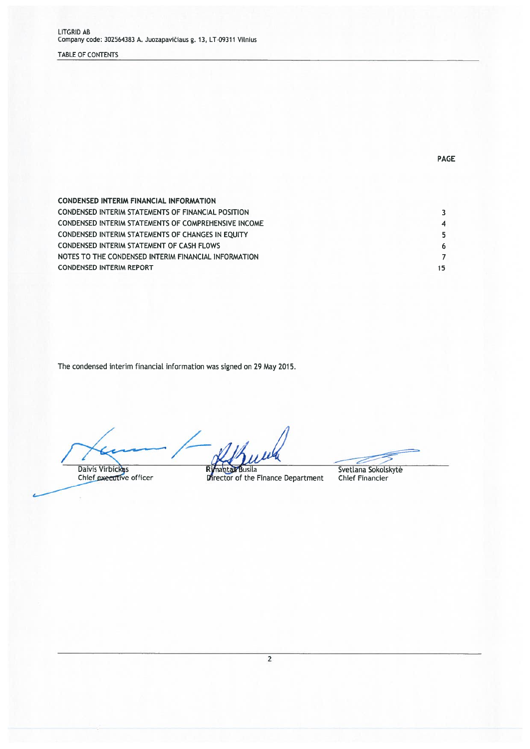LITGRID AB
Company code: 302564383 A. Juozapavičiaus g. 13, LT-09311 Vilnius

TABLE OF CONTENTS

| | PAGE |
|---|---|
| **CONDENSED INTERIM FINANCIAL INFORMATION** | |
| CONDENSED INTERIM STATEMENTS OF FINANCIAL POSITION | 3 |
| CONDENSED INTERIM STATEMENTS OF COMPREHENSIVE INCOME | 4 |
| CONDENSED INTERIM STATEMENTS OF CHANGES IN EQUITY | 5 |
| CONDENSED INTERIM STATEMENT OF CASH FLOWS | 6 |
| NOTES TO THE CONDENSED INTERIM FINANCIAL INFORMATION | 7 |
| CONDENSED INTERIM REPORT | 15 |

The condensed interim financial information was signed on 29 May 2015.

| | | |
|---|---|---|
| Daivis Virbickas | Rimantas Busila | Svetlana Sokolskytė |
| Chief executive officer | Director of the Finance Department | Chief Financier |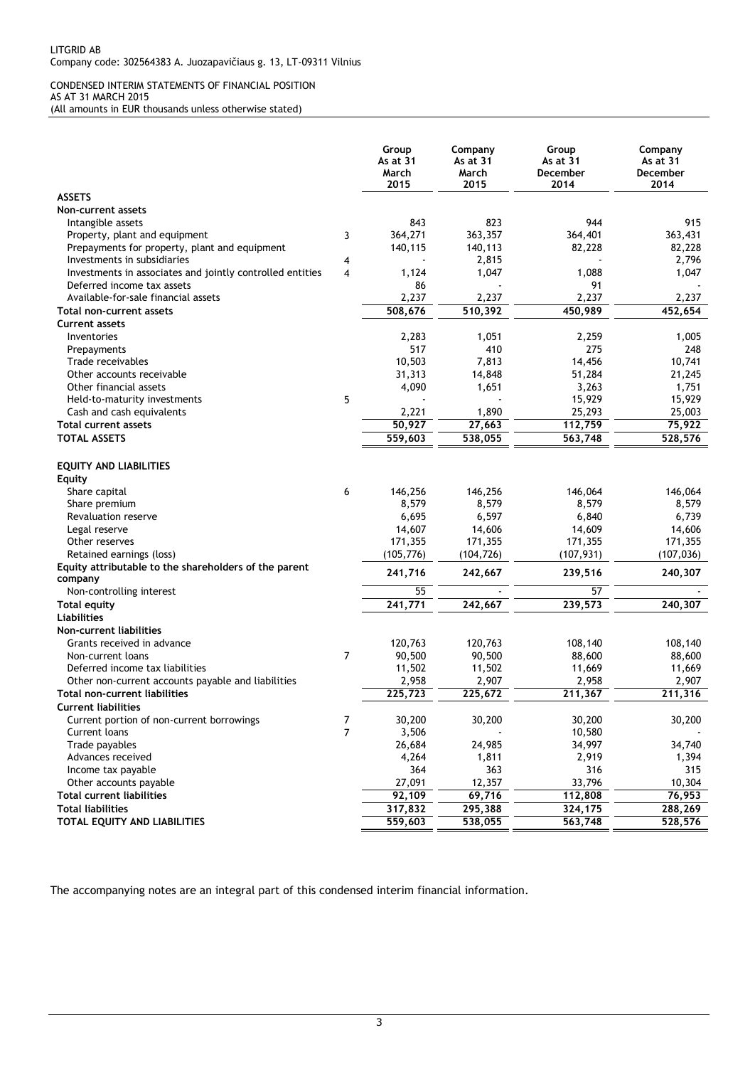LITGRID AB
Company code: 302564383 A. Juozapavičiaus g. 13, LT-09311 Vilnius

CONDENSED INTERIM STATEMENTS OF FINANCIAL POSITION
AS AT 31 MARCH 2015
(All amounts in EUR thousands unless otherwise stated)

| | | Group As at 31 March 2015 | Company As at 31 March 2015 | Group As at 31 December 2014 | Company As at 31 December 2014 |
|---|---|---|---|---|---|
| **ASSETS** | | | | | |
| **Non-current assets** | | | | | |
| Intangible assets | | 843 | 823 | 944 | 915 |
| Property, plant and equipment | 3 | 364,271 | 363,357 | 364,401 | 363,431 |
| Prepayments for property, plant and equipment | | 140,115 | 140,113 | 82,228 | 82,228 |
| Investments in subsidiaries | 4 | - | 2,815 | - | 2,796 |
| Investments in associates and jointly controlled entities | 4 | 1,124 | 1,047 | 1,088 | 1,047 |
| Deferred income tax assets | | 86 | - | 91 | - |
| Available-for-sale financial assets | | 2,237 | 2,237 | 2,237 | 2,237 |
| **Total non-current assets** | | 508,676 | 510,392 | 450,989 | 452,654 |
| **Current assets** | | | | | |
| Inventories | | 2,283 | 1,051 | 2,259 | 1,005 |
| Prepayments | | 517 | 410 | 275 | 248 |
| Trade receivables | | 10,503 | 7,813 | 14,456 | 10,741 |
| Other accounts receivable | | 31,313 | 14,848 | 51,284 | 21,245 |
| Other financial assets | | 4,090 | 1,651 | 3,263 | 1,751 |
| Held-to-maturity investments | 5 | - | - | 15,929 | 15,929 |
| Cash and cash equivalents | | 2,221 | 1,890 | 25,293 | 25,003 |
| **Total current assets** | | 50,927 | 27,663 | 112,759 | 75,922 |
| **TOTAL ASSETS** | | 559,603 | 538,055 | 563,748 | 528,576 |
| | | | | | |
| **EQUITY AND LIABILITIES** | | | | | |
| **Equity** | | | | | |
| Share capital | 6 | 146,256 | 146,256 | 146,064 | 146,064 |
| Share premium | | 8,579 | 8,579 | 8,579 | 8,579 |
| Revaluation reserve | | 6,695 | 6,597 | 6,840 | 6,739 |
| Legal reserve | | 14,607 | 14,606 | 14,609 | 14,606 |
| Other reserves | | 171,355 | 171,355 | 171,355 | 171,355 |
| Retained earnings (loss) | | (105,776) | (104,726) | (107,931) | (107,036) |
| **Equity attributable to the shareholders of the parent company** | | 241,716 | 242,667 | 239,516 | 240,307 |
| Non-controlling interest | | 55 | - | 57 | - |
| **Total equity** | | 241,771 | 242,667 | 239,573 | 240,307 |
| **Liabilities** | | | | | |
| **Non-current liabilities** | | | | | |
| Grants received in advance | | 120,763 | 120,763 | 108,140 | 108,140 |
| Non-current loans | 7 | 90,500 | 90,500 | 88,600 | 88,600 |
| Deferred income tax liabilities | | 11,502 | 11,502 | 11,669 | 11,669 |
| Other non-current accounts payable and liabilities | | 2,958 | 2,907 | 2,958 | 2,907 |
| **Total non-current liabilities** | | 225,723 | 225,672 | 211,367 | 211,316 |
| **Current liabilities** | | | | | |
| Current portion of non-current borrowings | 7 | 30,200 | 30,200 | 30,200 | 30,200 |
| Current loans | 7 | 3,506 | - | 10,580 | - |
| Trade payables | | 26,684 | 24,985 | 34,997 | 34,740 |
| Advances received | | 4,264 | 1,811 | 2,919 | 1,394 |
| Income tax payable | | 364 | 363 | 316 | 315 |
| Other accounts payable | | 27,091 | 12,357 | 33,796 | 10,304 |
| **Total current liabilities** | | 92,109 | 69,716 | 112,808 | 76,953 |
| **Total liabilities** | | 317,832 | 295,388 | 324,175 | 288,269 |
| **TOTAL EQUITY AND LIABILITIES** | | 559,603 | 538,055 | 563,748 | 528,576 |

The accompanying notes are an integral part of this condensed interim financial information.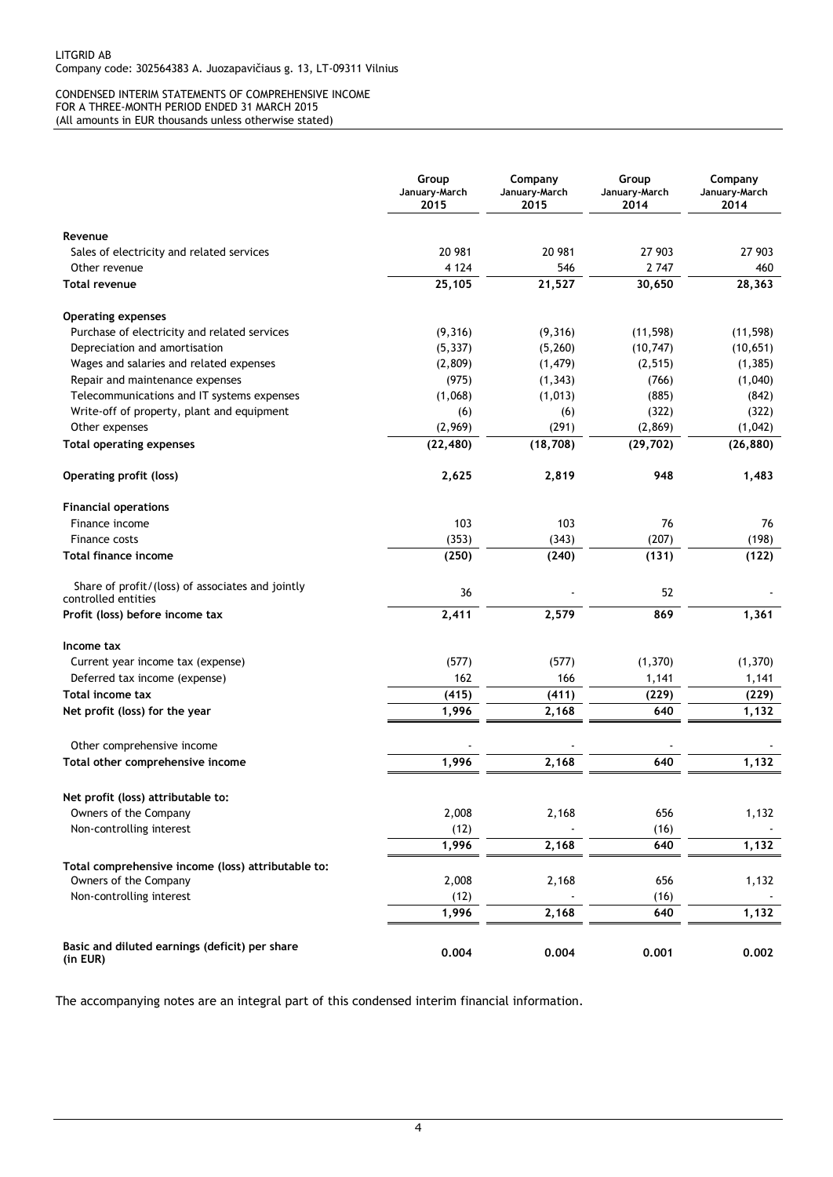LITGRID AB
Company code: 302564383 A. Juozapavičiaus g. 13, LT-09311 Vilnius

CONDENSED INTERIM STATEMENTS OF COMPREHENSIVE INCOME
FOR A THREE-MONTH PERIOD ENDED 31 MARCH 2015
(All amounts in EUR thousands unless otherwise stated)

| | Group January-March 2015 | Company January-March 2015 | Group January-March 2014 | Company January-March 2014 |
|---|---|---|---|---|
| **Revenue** | | | | |
| Sales of electricity and related services | 20 981 | 20 981 | 27 903 | 27 903 |
| Other revenue | 4 124 | 546 | 2 747 | 460 |
| **Total revenue** | **25,105** | **21,527** | **30,650** | **28,363** |
| **Operating expenses** | | | | |
| Purchase of electricity and related services | (9,316) | (9,316) | (11,598) | (11,598) |
| Depreciation and amortisation | (5,337) | (5,260) | (10,747) | (10,651) |
| Wages and salaries and related expenses | (2,809) | (1,479) | (2,515) | (1,385) |
| Repair and maintenance expenses | (975) | (1,343) | (766) | (1,040) |
| Telecommunications and IT systems expenses | (1,068) | (1,013) | (885) | (842) |
| Write-off of property, plant and equipment | (6) | (6) | (322) | (322) |
| Other expenses | (2,969) | (291) | (2,869) | (1,042) |
| **Total operating expenses** | **(22,480)** | **(18,708)** | **(29,702)** | **(26,880)** |
| **Operating profit (loss)** | **2,625** | **2,819** | **948** | **1,483** |
| **Financial operations** | | | | |
| Finance income | 103 | 103 | 76 | 76 |
| Finance costs | (353) | (343) | (207) | (198) |
| **Total finance income** | **(250)** | **(240)** | **(131)** | **(122)** |
| Share of profit/(loss) of associates and jointly controlled entities | 36 | - | 52 | - |
| **Profit (loss) before income tax** | **2,411** | **2,579** | **869** | **1,361** |
| **Income tax** | | | | |
| Current year income tax (expense) | (577) | (577) | (1,370) | (1,370) |
| Deferred tax income (expense) | 162 | 166 | 1,141 | 1,141 |
| **Total income tax** | **(415)** | **(411)** | **(229)** | **(229)** |
| **Net profit (loss) for the year** | **1,996** | **2,168** | **640** | **1,132** |
| Other comprehensive income | - | - | - | - |
| **Total other comprehensive income** | **1,996** | **2,168** | **640** | **1,132** |
| **Net profit (loss) attributable to:** | | | | |
| Owners of the Company | 2,008 | 2,168 | 656 | 1,132 |
| Non-controlling interest | (12) | - | (16) | - |
| | **1,996** | **2,168** | **640** | **1,132** |
| **Total comprehensive income (loss) attributable to:** | | | | |
| Owners of the Company | 2,008 | 2,168 | 656 | 1,132 |
| Non-controlling interest | (12) | - | (16) | - |
| | **1,996** | **2,168** | **640** | **1,132** |
| **Basic and diluted earnings (deficit) per share (in EUR)** | **0.004** | **0.004** | **0.001** | **0.002** |

The accompanying notes are an integral part of this condensed interim financial information.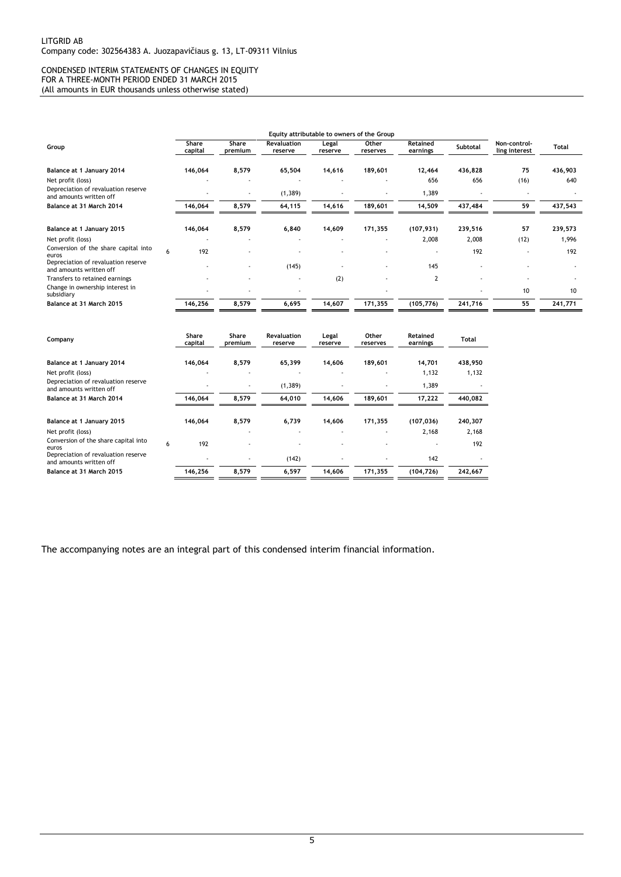LITGRID AB
Company code: 302564383 A. Juozapavičiaus g. 13, LT-09311 Vilnius

CONDENSED INTERIM STATEMENTS OF CHANGES IN EQUITY
FOR A THREE-MONTH PERIOD ENDED 31 MARCH 2015
(All amounts in EUR thousands unless otherwise stated)

| Group | | Equity attributable to owners of the Group | | | | | | | | |
|---|---|---|---|---|---|---|---|---|---|---|
| | | Share capital | Share premium | Revaluation reserve | Legal reserve | Other reserves | Retained earnings | Subtotal | Non-controlling interest | Total |
| **Balance at 1 January 2014** | | 146,064 | 8,579 | 65,504 | 14,616 | 189,601 | 12,464 | 436,828 | 75 | 436,903 |
| Net profit (loss) | | - | - | - | - | - | 656 | 656 | (16) | 640 |
| Depreciation of revaluation reserve and amounts written off | | - | - | (1,389) | - | - | 1,389 | - | - | - |
| **Balance at 31 March 2014** | | 146,064 | 8,579 | 64,115 | 14,616 | 189,601 | 14,509 | 437,484 | 59 | 437,543 |
| **Balance at 1 January 2015** | | 146,064 | 8,579 | 6,840 | 14,609 | 171,355 | (107,931) | 239,516 | 57 | 239,573 |
| Net profit (loss) | | - | - | - | - | - | 2,008 | 2,008 | (12) | 1,996 |
| Conversion of the share capital into euros | 6 | 192 | - | - | - | - | - | 192 | - | 192 |
| Depreciation of revaluation reserve and amounts written off | | - | - | (145) | - | - | 145 | - | - | - |
| Transfers to retained earnings | | - | - | - | (2) | - | 2 | - | - | - |
| Change in ownership interest in subsidiary | | - | - | - | | - | | - | 10 | 10 |
| **Balance at 31 March 2015** | | 146,256 | 8,579 | 6,695 | 14,607 | 171,355 | (105,776) | 241,716 | 55 | 241,771 |

| Company | | Share capital | Share premium | Revaluation reserve | Legal reserve | Other reserves | Retained earnings | Total |
|---|---|---|---|---|---|---|---|---|
| **Balance at 1 January 2014** | | 146,064 | 8,579 | 65,399 | 14,606 | 189,601 | 14,701 | 438,950 |
| Net profit (loss) | | - | - | - | - | - | 1,132 | 1,132 |
| Depreciation of revaluation reserve and amounts written off | | - | - | (1,389) | - | - | 1,389 | - |
| **Balance at 31 March 2014** | | 146,064 | 8,579 | 64,010 | 14,606 | 189,601 | 17,222 | 440,082 |
| **Balance at 1 January 2015** | | 146,064 | 8,579 | 6,739 | 14,606 | 171,355 | (107,036) | 240,307 |
| Net profit (loss) | | | - | - | - | - | 2,168 | 2,168 |
| Conversion of the share capital into euros | 6 | 192 | - | - | - | - | - | 192 |
| Depreciation of revaluation reserve and amounts written off | | - | - | (142) | - | - | 142 | - |
| **Balance at 31 March 2015** | | 146,256 | 8,579 | 6,597 | 14,606 | 171,355 | (104,726) | 242,667 |

The accompanying notes are an integral part of this condensed interim financial information.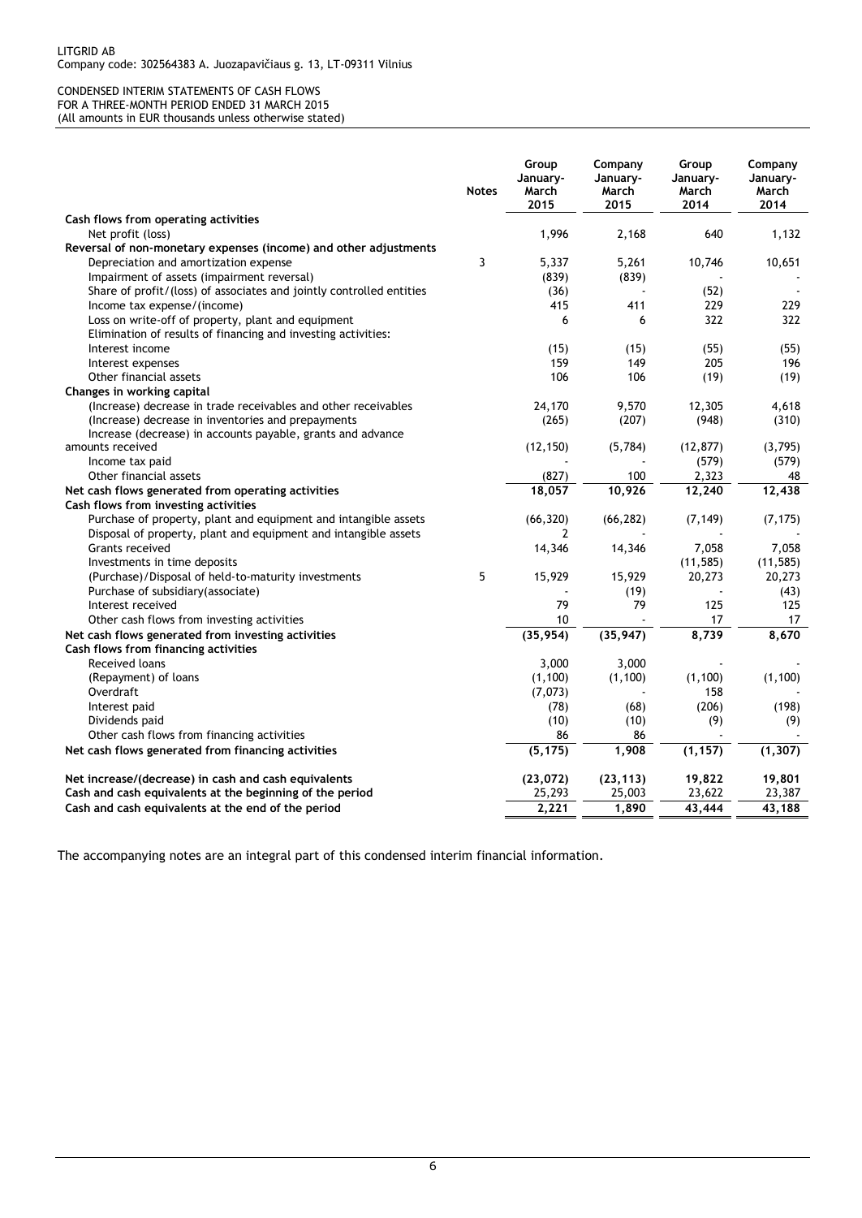LITGRID AB
Company code: 302564383 A. Juozapavičiaus g. 13, LT-09311 Vilnius

CONDENSED INTERIM STATEMENTS OF CASH FLOWS
FOR A THREE-MONTH PERIOD ENDED 31 MARCH 2015
(All amounts in EUR thousands unless otherwise stated)

| | Notes | Group January-March 2015 | Company January-March 2015 | Group January-March 2014 | Company January-March 2014 |
|---|---|---|---|---|---|
| **Cash flows from operating activities** | | | | | |
| Net profit (loss) | | 1,996 | 2,168 | 640 | 1,132 |
| **Reversal of non-monetary expenses (income) and other adjustments** | | | | | |
| Depreciation and amortization expense | 3 | 5,337 | 5,261 | 10,746 | 10,651 |
| Impairment of assets (impairment reversal) | | (839) | (839) | - | - |
| Share of profit/(loss) of associates and jointly controlled entities | | (36) | - | (52) | - |
| Income tax expense/(income) | | 415 | 411 | 229 | 229 |
| Loss on write-off of property, plant and equipment | | 6 | 6 | 322 | 322 |
| Elimination of results of financing and investing activities: | | | | | |
| Interest income | | (15) | (15) | (55) | (55) |
| Interest expenses | | 159 | 149 | 205 | 196 |
| Other financial assets | | 106 | 106 | (19) | (19) |
| **Changes in working capital** | | | | | |
| (Increase) decrease in trade receivables and other receivables | | 24,170 | 9,570 | 12,305 | 4,618 |
| (Increase) decrease in inventories and prepayments | | (265) | (207) | (948) | (310) |
| Increase (decrease) in accounts payable, grants and advance amounts received | | (12,150) | (5,784) | (12,877) | (3,795) |
| Income tax paid | | - | - | (579) | (579) |
| Other financial assets | | (827) | 100 | 2,323 | 48 |
| **Net cash flows generated from operating activities** | | **18,057** | **10,926** | **12,240** | **12,438** |
| **Cash flows from investing activities** | | | | | |
| Purchase of property, plant and equipment and intangible assets | | (66,320) | (66,282) | (7,149) | (7,175) |
| Disposal of property, plant and equipment and intangible assets | | 2 | - | - | - |
| Grants received | | 14,346 | 14,346 | 7,058 | 7,058 |
| Investments in time deposits | | | | (11,585) | (11,585) |
| (Purchase)/Disposal of held-to-maturity investments | 5 | 15,929 | 15,929 | 20,273 | 20,273 |
| Purchase of subsidiary(associate) | | - | (19) | - | (43) |
| Interest received | | 79 | 79 | 125 | 125 |
| Other cash flows from investing activities | | 10 | - | 17 | 17 |
| **Net cash flows generated from investing activities** | | **(35,954)** | **(35,947)** | **8,739** | **8,670** |
| **Cash flows from financing activities** | | | | | |
| Received loans | | 3,000 | 3,000 | - | - |
| (Repayment) of loans | | (1,100) | (1,100) | (1,100) | (1,100) |
| Overdraft | | (7,073) | - | 158 | - |
| Interest paid | | (78) | (68) | (206) | (198) |
| Dividends paid | | (10) | (10) | (9) | (9) |
| Other cash flows from financing activities | | 86 | 86 | - | - |
| **Net cash flows generated from financing activities** | | **(5,175)** | **1,908** | **(1,157)** | **(1,307)** |
| **Net increase/(decrease) in cash and cash equivalents** | | **(23,072)** | **(23,113)** | **19,822** | **19,801** |
| **Cash and cash equivalents at the beginning of the period** | | 25,293 | 25,003 | 23,622 | 23,387 |
| **Cash and cash equivalents at the end of the period** | | **2,221** | **1,890** | **43,444** | **43,188** |

The accompanying notes are an integral part of this condensed interim financial information.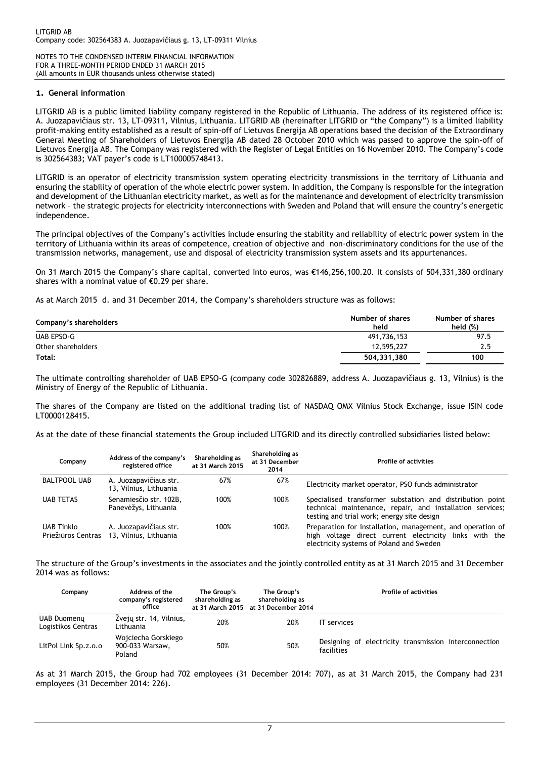LITGRID AB
Company code: 302564383 A. Juozapavičiaus g. 13, LT-09311 Vilnius

NOTES TO THE CONDENSED INTERIM FINANCIAL INFORMATION
FOR A THREE-MONTH PERIOD ENDED 31 MARCH 2015
(All amounts in EUR thousands unless otherwise stated)

## 1. General information

LITGRID AB is a public limited liability company registered in the Republic of Lithuania. The address of its registered office is: A. Juozapavičiaus str. 13, LT-09311, Vilnius, Lithuania. LITGRID AB (hereinafter LITGRID or "the Company") is a limited liability profit-making entity established as a result of spin-off of Lietuvos Energija AB operations based the decision of the Extraordinary General Meeting of Shareholders of Lietuvos Energija AB dated 28 October 2010 which was passed to approve the spin-off of Lietuvos Energija AB. The Company was registered with the Register of Legal Entities on 16 November 2010. The Company's code is 302564383; VAT payer's code is LT100005748413.

LITGRID is an operator of electricity transmission system operating electricity transmissions in the territory of Lithuania and ensuring the stability of operation of the whole electric power system. In addition, the Company is responsible for the integration and development of the Lithuanian electricity market, as well as for the maintenance and development of electricity transmission network – the strategic projects for electricity interconnections with Sweden and Poland that will ensure the country's energetic independence.

The principal objectives of the Company's activities include ensuring the stability and reliability of electric power system in the territory of Lithuania within its areas of competence, creation of objective and non-discriminatory conditions for the use of the transmission networks, management, use and disposal of electricity transmission system assets and its appurtenances.

On 31 March 2015 the Company's share capital, converted into euros, was €146,256,100.20. It consists of 504,331,380 ordinary shares with a nominal value of €0.29 per share.

As at March 2015 d. and 31 December 2014, the Company's shareholders structure was as follows:

| Company's shareholders | Number of shares held | Number of shares held (%) |
|---|---|---|
| UAB EPSO-G | 491,736,153 | 97.5 |
| Other shareholders | 12,595,227 | 2.5 |
| **Total:** | **504,331,380** | **100** |

The ultimate controlling shareholder of UAB EPSO-G (company code 302826889, address A. Juozapavičiaus g. 13, Vilnius) is the Ministry of Energy of the Republic of Lithuania.

The shares of the Company are listed on the additional trading list of NASDAQ OMX Vilnius Stock Exchange, issue ISIN code LT0000128415.

As at the date of these financial statements the Group included LITGRID and its directly controlled subsidiaries listed below:

| Company | Address of the company's registered office | Shareholding as at 31 March 2015 | Shareholding as at 31 December 2014 | Profile of activities |
|---|---|---|---|---|
| BALTPOOL UAB | A. Juozapavičiaus str. 13, Vilnius, Lithuania | 67% | 67% | Electricity market operator, PSO funds administrator |
| UAB TETAS | Senamiesčio str. 102B, Panevėžys, Lithuania | 100% | 100% | Specialised transformer substation and distribution point technical maintenance, repair, and installation services; testing and trial work; energy site design |
| UAB Tinklo Priežiūros Centras | A. Juozapavičiaus str. 13, Vilnius, Lithuania | 100% | 100% | Preparation for installation, management, and operation of high voltage direct current electricity links with the electricity systems of Poland and Sweden |

The structure of the Group's investments in the associates and the jointly controlled entity as at 31 March 2015 and 31 December 2014 was as follows:

| Company | Address of the company's registered office | The Group's shareholding as at 31 March 2015 | The Group's shareholding as at 31 December 2014 | Profile of activities |
|---|---|---|---|---|
| UAB Duomenų Logistikos Centras | Žvejų str. 14, Vilnius, Lithuania | 20% | 20% | IT services |
| LitPol Link Sp.z.o.o | Wojciecha Gorskiego 900-033 Warsaw, Poland | 50% | 50% | Designing of electricity transmission interconnection facilities |

As at 31 March 2015, the Group had 702 employees (31 December 2014: 707), as at 31 March 2015, the Company had 231 employees (31 December 2014: 226).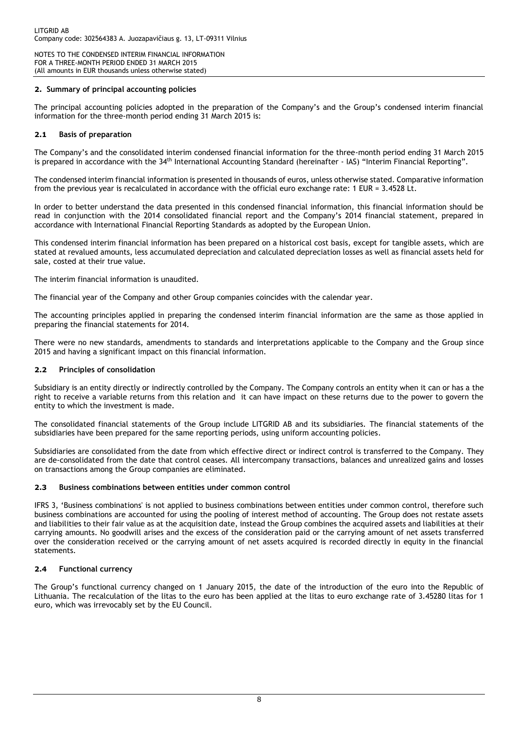## 2. Summary of principal accounting policies

The principal accounting policies adopted in the preparation of the Company's and the Group's condensed interim financial information for the three-month period ending 31 March 2015 is:

### 2.1 Basis of preparation

The Company's and the consolidated interim condensed financial information for the three-month period ending 31 March 2015 is prepared in accordance with the 34th International Accounting Standard (hereinafter - IAS) "Interim Financial Reporting".

The condensed interim financial information is presented in thousands of euros, unless otherwise stated. Comparative information from the previous year is recalculated in accordance with the official euro exchange rate: 1 EUR = 3.4528 Lt.

In order to better understand the data presented in this condensed financial information, this financial information should be read in conjunction with the 2014 consolidated financial report and the Company's 2014 financial statement, prepared in accordance with International Financial Reporting Standards as adopted by the European Union.

This condensed interim financial information has been prepared on a historical cost basis, except for tangible assets, which are stated at revalued amounts, less accumulated depreciation and calculated depreciation losses as well as financial assets held for sale, costed at their true value.

The interim financial information is unaudited.

The financial year of the Company and other Group companies coincides with the calendar year.

The accounting principles applied in preparing the condensed interim financial information are the same as those applied in preparing the financial statements for 2014.

There were no new standards, amendments to standards and interpretations applicable to the Company and the Group since 2015 and having a significant impact on this financial information.

### 2.2 Principles of consolidation

Subsidiary is an entity directly or indirectly controlled by the Company. The Company controls an entity when it can or has a the right to receive a variable returns from this relation and it can have impact on these returns due to the power to govern the entity to which the investment is made.

The consolidated financial statements of the Group include LITGRID AB and its subsidiaries. The financial statements of the subsidiaries have been prepared for the same reporting periods, using uniform accounting policies.

Subsidiaries are consolidated from the date from which effective direct or indirect control is transferred to the Company. They are de-consolidated from the date that control ceases. All intercompany transactions, balances and unrealized gains and losses on transactions among the Group companies are eliminated.

### 2.3 Business combinations between entities under common control

IFRS 3, 'Business combinations' is not applied to business combinations between entities under common control, therefore such business combinations are accounted for using the pooling of interest method of accounting. The Group does not restate assets and liabilities to their fair value as at the acquisition date, instead the Group combines the acquired assets and liabilities at their carrying amounts. No goodwill arises and the excess of the consideration paid or the carrying amount of net assets transferred over the consideration received or the carrying amount of net assets acquired is recorded directly in equity in the financial statements.

### 2.4 Functional currency

The Group's functional currency changed on 1 January 2015, the date of the introduction of the euro into the Republic of Lithuania. The recalculation of the litas to the euro has been applied at the litas to euro exchange rate of 3.45280 litas for 1 euro, which was irrevocably set by the EU Council.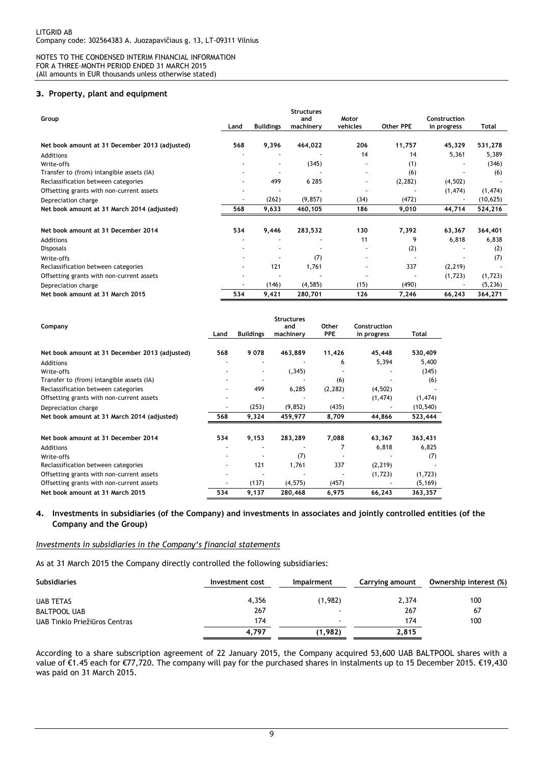### 3. Property, plant and equipment

| Group | Land | Buildings | Structures and machinery | Motor vehicles | Other PPE | Construction in progress | Total |
|---|---|---|---|---|---|---|---|
| **Net book amount at 31 December 2013 (adjusted)** | **568** | **9,396** | **464,022** | **206** | **11,757** | **45,329** | **531,278** |
| Additions | - | - | - | 14 | 14 | 5,361 | 5,389 |
| Write-offs | - | - | (345) | - | (1) | - | (346) |
| Transfer to (from) intangible assets (IA) | - | - | - | - | (6) | - | (6) |
| Reclassification between categories | - | 499 | 6 285 | - | (2,282) | (4,502) | - |
| Offsetting grants with non-current assets | - | - | - | - | - | (1,474) | (1,474) |
| Depreciation charge | - | (262) | (9,857) | (34) | (472) | - | (10,625) |
| **Net book amount at 31 March 2014 (adjusted)** | **568** | **9,633** | **460,105** | **186** | **9,010** | **44,714** | **524,216** |
| | | | | | | | |
| **Net book amount at 31 December 2014** | **534** | **9,446** | **283,532** | **130** | **7,392** | **63,367** | **364,401** |
| Additions | - | - | - | 11 | 9 | 6,818 | 6,838 |
| Disposals | - | - | - | - | (2) | - | (2) |
| Write-offs | - | - | (7) | - | - | - | (7) |
| Reclassification between categories | - | 121 | 1,761 | - | 337 | (2,219) | - |
| Offsetting grants with non-current assets | - | - | - | - | - | (1,723) | (1,723) |
| Depreciation charge | - | (146) | (4,585) | (15) | (490) | - | (5,236) |
| **Net book amount at 31 March 2015** | **534** | **9,421** | **280,701** | **126** | **7,246** | **66,243** | **364,271** |

| Company | Land | Buildings | Structures and machinery | Other PPE | Construction in progress | Total |
|---|---|---|---|---|---|---|
| **Net book amount at 31 December 2013 (adjusted)** | **568** | **9 078** | **463,889** | **11,426** | **45,448** | **530,409** |
| Additions | - | - | - | 6 | 5,394 | 5,400 |
| Write-offs | - | - | (,345) | - | - | (345) |
| Transfer to (from) intangible assets (IA) | - | - | - | (6) | - | (6) |
| Reclassification between categories | - | 499 | 6,285 | (2,282) | (4,502) | - |
| Offsetting grants with non-current assets | - | - | - | - | (1,474) | (1,474) |
| Depreciation charge | - | (253) | (9,852) | (435) | - | (10,540) |
| **Net book amount at 31 March 2014 (adjusted)** | **568** | **9,324** | **459,977** | **8,709** | **44,866** | **523,444** |
| | | | | | | |
| **Net book amount at 31 December 2014** | **534** | **9,153** | **283,289** | **7,088** | **63,367** | **363,431** |
| Additions | - | - | - | 7 | 6,818 | 6,825 |
| Write-offs | - | - | (7) | - | - | (7) |
| Reclassification between categories | - | 121 | 1,761 | 337 | (2,219) | - |
| Offsetting grants with non-current assets | - | - | - | - | (1,723) | (1,723) |
| Offsetting grants with non-current assets | - | (137) | (4,575) | (457) | - | (5,169) |
| **Net book amount at 31 March 2015** | **534** | **9,137** | **280,468** | **6,975** | **66,243** | **363,357** |

### 4. Investments in subsidiaries (of the Company) and investments in associates and jointly controlled entities (of the Company and the Group)

*Investments in subsidiaries in the Company's financial statements*

As at 31 March 2015 the Company directly controlled the following subsidiaries:

| Subsidiaries | Investment cost | Impairment | Carrying amount | Ownership interest (%) |
|---|---|---|---|---|
| UAB TETAS | 4,356 | (1,982) | 2,374 | 100 |
| BALTPOOL UAB | 267 | - | 267 | 67 |
| UAB Tinklo Priežiūros Centras | 174 | - | 174 | 100 |
| | **4,797** | **(1,982)** | **2,815** | |

According to a share subscription agreement of 22 January 2015, the Company acquired 53,600 UAB BALTPOOL shares with a value of €1.45 each for €77,720. The company will pay for the purchased shares in instalments up to 15 December 2015. €19,430 was paid on 31 March 2015.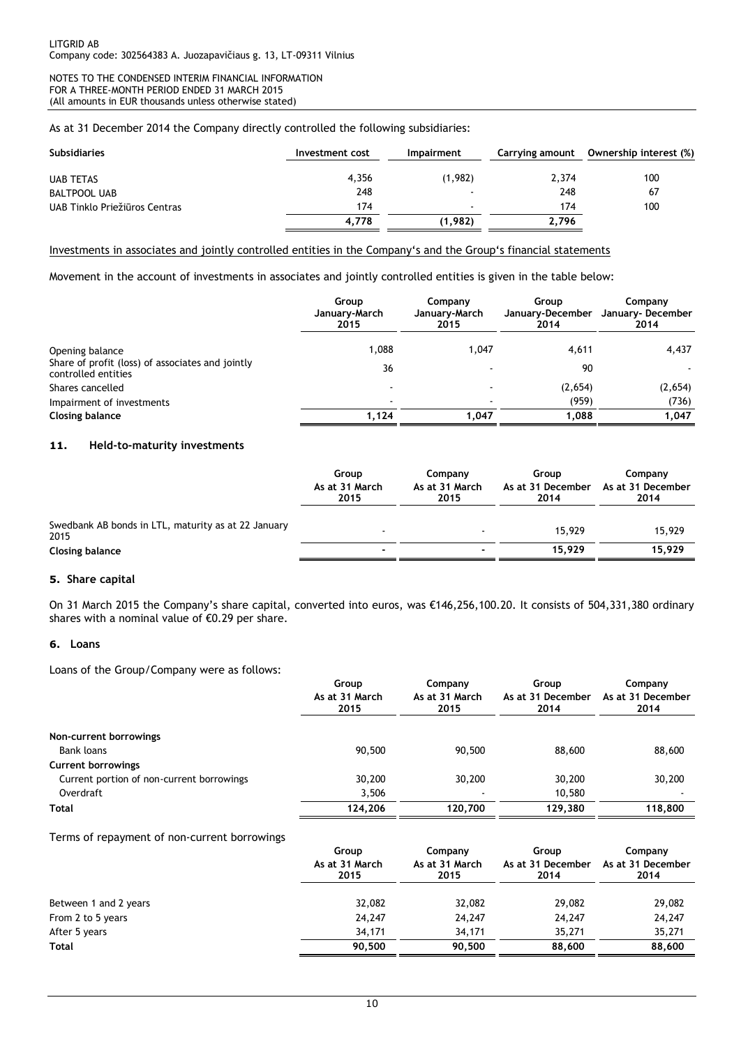As at 31 December 2014 the Company directly controlled the following subsidiaries:

| Subsidiaries | Investment cost | Impairment | Carrying amount | Ownership interest (%) |
|---|---|---|---|---|
| UAB TETAS | 4,356 | (1,982) | 2,374 | 100 |
| BALTPOOL UAB | 248 | - | 248 | 67 |
| UAB Tinklo Priežiūros Centras | 174 | - | 174 | 100 |
| | **4,778** | **(1,982)** | **2,796** | |

Investments in associates and jointly controlled entities in the Company's and the Group's financial statements

Movement in the account of investments in associates and jointly controlled entities is given in the table below:

| | Group January-March 2015 | Company January-March 2015 | Group January-December 2014 | Company January- December 2014 |
|---|---|---|---|---|
| Opening balance | 1,088 | 1,047 | 4,611 | 4,437 |
| Share of profit (loss) of associates and jointly controlled entities | 36 | - | 90 | - |
| Shares cancelled | - | - | (2,654) | (2,654) |
| Impairment of investments | - | - | (959) | (736) |
| **Closing balance** | **1,124** | **1,047** | **1,088** | **1,047** |

### 11. Held-to-maturity investments

| | Group As at 31 March 2015 | Company As at 31 March 2015 | Group As at 31 December 2014 | Company As at 31 December 2014 |
|---|---|---|---|---|
| Swedbank AB bonds in LTL, maturity as at 22 January 2015 | - | - | 15,929 | 15,929 |
| **Closing balance** | **-** | **-** | **15,929** | **15,929** |

### 5. Share capital

On 31 March 2015 the Company's share capital, converted into euros, was €146,256,100.20. It consists of 504,331,380 ordinary shares with a nominal value of €0.29 per share.

### 6. Loans

Loans of the Group/Company were as follows:

| | Group As at 31 March 2015 | Company As at 31 March 2015 | Group As at 31 December 2014 | Company As at 31 December 2014 |
|---|---|---|---|---|
| **Non-current borrowings** | | | | |
| Bank loans | 90,500 | 90,500 | 88,600 | 88,600 |
| **Current borrowings** | | | | |
| Current portion of non-current borrowings | 30,200 | 30,200 | 30,200 | 30,200 |
| Overdraft | 3,506 | - | 10,580 | - |
| **Total** | **124,206** | **120,700** | **129,380** | **118,800** |

Terms of repayment of non-current borrowings

| | Group As at 31 March 2015 | Company As at 31 March 2015 | Group As at 31 December 2014 | Company As at 31 December 2014 |
|---|---|---|---|---|
| Between 1 and 2 years | 32,082 | 32,082 | 29,082 | 29,082 |
| From 2 to 5 years | 24,247 | 24,247 | 24,247 | 24,247 |
| After 5 years | 34,171 | 34,171 | 35,271 | 35,271 |
| **Total** | **90,500** | **90,500** | **88,600** | **88,600** |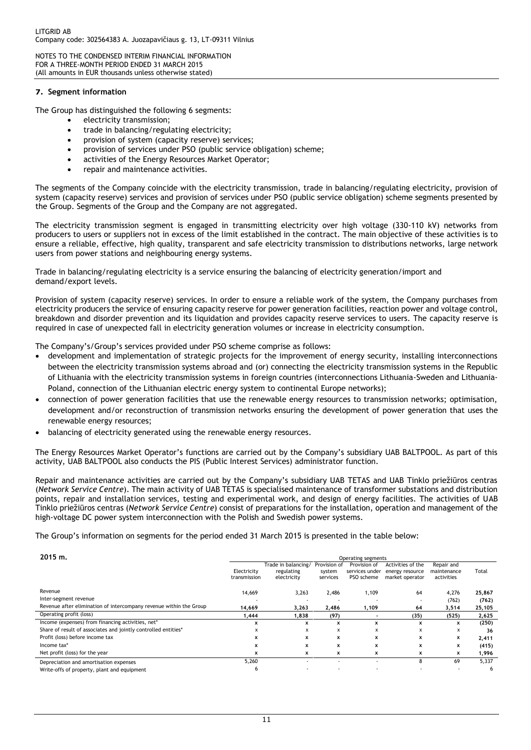### 7. Segment information

The Group has distinguished the following 6 segments:

- electricity transmission;
- trade in balancing/regulating electricity;
- provision of system (capacity reserve) services;
- provision of services under PSO (public service obligation) scheme;
- activities of the Energy Resources Market Operator;
- repair and maintenance activities.

The segments of the Company coincide with the electricity transmission, trade in balancing/regulating electricity, provision of system (capacity reserve) services and provision of services under PSO (public service obligation) scheme segments presented by the Group. Segments of the Group and the Company are not aggregated.

The electricity transmission segment is engaged in transmitting electricity over high voltage (330-110 kV) networks from producers to users or suppliers not in excess of the limit established in the contract. The main objective of these activities is to ensure a reliable, effective, high quality, transparent and safe electricity transmission to distributions networks, large network users from power stations and neighbouring energy systems.

Trade in balancing/regulating electricity is a service ensuring the balancing of electricity generation/import and demand/export levels.

Provision of system (capacity reserve) services. In order to ensure a reliable work of the system, the Company purchases from electricity producers the service of ensuring capacity reserve for power generation facilities, reaction power and voltage control, breakdown and disorder prevention and its liquidation and provides capacity reserve services to users. The capacity reserve is required in case of unexpected fall in electricity generation volumes or increase in electricity consumption.

The Company's/Group's services provided under PSO scheme comprise as follows:

- development and implementation of strategic projects for the improvement of energy security, installing interconnections between the electricity transmission systems abroad and (or) connecting the electricity transmission systems in the Republic of Lithuania with the electricity transmission systems in foreign countries (interconnections Lithuania-Sweden and Lithuania-Poland, connection of the Lithuanian electric energy system to continental Europe networks);
- connection of power generation facilities that use the renewable energy resources to transmission networks; optimisation, development and/or reconstruction of transmission networks ensuring the development of power generation that uses the renewable energy resources;
- balancing of electricity generated using the renewable energy resources.

The Energy Resources Market Operator's functions are carried out by the Company's subsidiary UAB BALTPOOL. As part of this activity, UAB BALTPOOL also conducts the PIS (Public Interest Services) administrator function.

Repair and maintenance activities are carried out by the Company's subsidiary UAB TETAS and UAB Tinklo priežiūros centras (*Network Service Centre*). The main activity of UAB TETAS is specialised maintenance of transformer substations and distribution points, repair and installation services, testing and experimental work, and design of energy facilities. The activities of UAB Tinklo priežiūros centras (*Network Service Centre*) consist of preparations for the installation, operation and management of the high-voltage DC power system interconnection with the Polish and Swedish power systems.

The Group's information on segments for the period ended 31 March 2015 is presented in the table below:

| **2015 m.** | Operating segments | | | | | | |
|---|---|---|---|---|---|---|---|
| | Electricity transmission | Trade in balancing/ regulating electricity | Provision of system services | Provision of services under PSO scheme | Activities of the energy resource market operator | Repair and maintenance activities | Total |
| Revenue | 14,669 | 3,263 | 2,486 | 1,109 | 64 | 4,276 | **25,867** |
| Inter-segment revenue | - | - | - | - | - | (762) | **(762)** |
| Revenue after elimination of intercompany revenue within the Group | **14,669** | **3,263** | **2,486** | **1,109** | **64** | **3,514** | **25,105** |
| Operating profit (loss) | **1,444** | **1,838** | **(97)** | **-** | **(35)** | **(525)** | **2,625** |
| Income (expenses) from financing activities, net* | x | x | x | x | x | x | **(250)** |
| Share of result of associates and jointly controlled entities* | x | x | x | x | x | x | **36** |
| Profit (loss) before income tax | x | x | x | x | x | x | **2,411** |
| Income tax* | x | x | x | x | x | x | **(415)** |
| Net profit (loss) for the year | x | x | x | x | x | x | **1,996** |
| Depreciation and amortisation expenses | 5,260 | - | - | - | 8 | 69 | 5,337 |
| Write-offs of property, plant and equipment | 6 | - | - | - | - | - | 6 |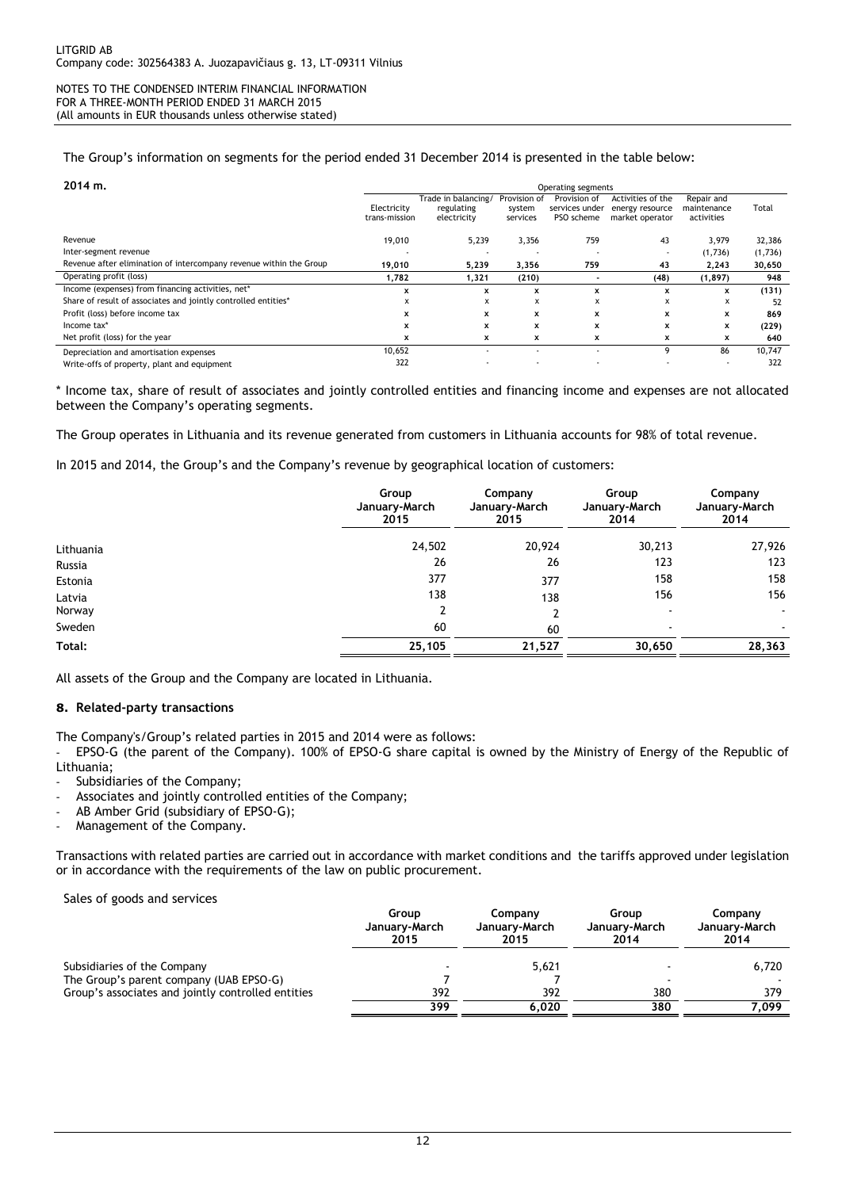The Group's information on segments for the period ended 31 December 2014 is presented in the table below:

| 2014 m. | Operating segments | | | | | | |
|---|---|---|---|---|---|---|---|
| | Electricity trans-mission | Trade in balancing/ regulating electricity | Provision of system services | Provision of services under PSO scheme | Activities of the energy resource market operator | Repair and maintenance activities | Total |
| Revenue | 19,010 | 5,239 | 3,356 | 759 | 43 | 3,979 | 32,386 |
| Inter-segment revenue | - | - | - | - | - | (1,736) | (1,736) |
| Revenue after elimination of intercompany revenue within the Group | **19,010** | **5,239** | **3,356** | **759** | **43** | **2,243** | **30,650** |
| Operating profit (loss) | **1,782** | **1,321** | **(210)** | **-** | **(48)** | **(1,897)** | **948** |
| Income (expenses) from financing activities, net* | **x** | **x** | **x** | **x** | **x** | **x** | **(131)** |
| Share of result of associates and jointly controlled entities* | x | x | x | x | x | x | 52 |
| Profit (loss) before income tax | **x** | **x** | **x** | **x** | **x** | **x** | **869** |
| Income tax* | **x** | **x** | **x** | **x** | **x** | **x** | **(229)** |
| Net profit (loss) for the year | **x** | **x** | **x** | **x** | **x** | **x** | **640** |
| Depreciation and amortisation expenses | 10,652 | - | - | - | 9 | 86 | 10,747 |
| Write-offs of property, plant and equipment | 322 | - | - | - | - | - | 322 |

* Income tax, share of result of associates and jointly controlled entities and financing income and expenses are not allocated between the Company's operating segments.

The Group operates in Lithuania and its revenue generated from customers in Lithuania accounts for 98% of total revenue.

In 2015 and 2014, the Group's and the Company's revenue by geographical location of customers:

| | Group January-March 2015 | Company January-March 2015 | Group January-March 2014 | Company January-March 2014 |
|---|---|---|---|---|
| Lithuania | 24,502 | 20,924 | 30,213 | 27,926 |
| Russia | 26 | 26 | 123 | 123 |
| Estonia | 377 | 377 | 158 | 158 |
| Latvia | 138 | 138 | 156 | 156 |
| Norway | 2 | 2 | - | - |
| Sweden | 60 | 60 | - | - |
| **Total:** | **25,105** | **21,527** | **30,650** | **28,363** |

All assets of the Group and the Company are located in Lithuania.

## 8. Related-party transactions

The Company's/Group's related parties in 2015 and 2014 were as follows:

- EPSO-G (the parent of the Company). 100% of EPSO-G share capital is owned by the Ministry of Energy of the Republic of Lithuania;
- Subsidiaries of the Company;
- Associates and jointly controlled entities of the Company;
- AB Amber Grid (subsidiary of EPSO-G);
- Management of the Company.

Transactions with related parties are carried out in accordance with market conditions and the tariffs approved under legislation or in accordance with the requirements of the law on public procurement.

Sales of goods and services

| | Group January-March 2015 | Company January-March 2015 | Group January-March 2014 | Company January-March 2014 |
|---|---|---|---|---|
| Subsidiaries of the Company | - | 5,621 | - | 6,720 |
| The Group's parent company (UAB EPSO-G) | 7 | 7 | - | - |
| Group's associates and jointly controlled entities | 392 | 392 | 380 | 379 |
| | **399** | **6,020** | **380** | **7,099** |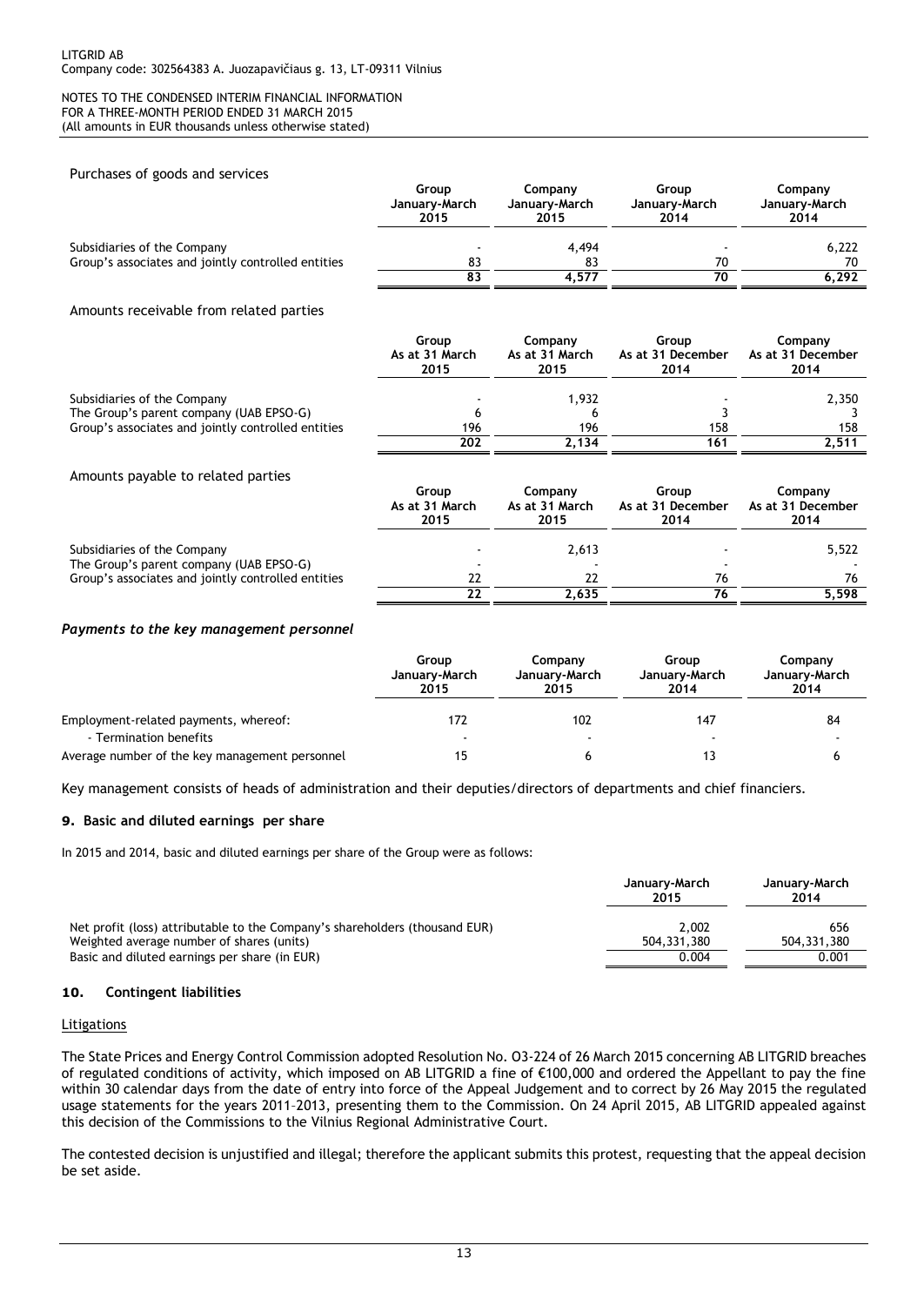Purchases of goods and services

| | Group January-March 2015 | Company January-March 2015 | Group January-March 2014 | Company January-March 2014 |
|---|---|---|---|---|
| Subsidiaries of the Company | - | 4,494 | - | 6,222 |
| Group's associates and jointly controlled entities | 83 | 83 | 70 | 70 |
| | 83 | 4,577 | 70 | 6,292 |

Amounts receivable from related parties

| | Group As at 31 March 2015 | Company As at 31 March 2015 | Group As at 31 December 2014 | Company As at 31 December 2014 |
|---|---|---|---|---|
| Subsidiaries of the Company | - | 1,932 | - | 2,350 |
| The Group's parent company (UAB EPSO-G) | 6 | 6 | 3 | 3 |
| Group's associates and jointly controlled entities | 196 | 196 | 158 | 158 |
| | 202 | 2,134 | 161 | 2,511 |

Amounts payable to related parties

| | Group As at 31 March 2015 | Company As at 31 March 2015 | Group As at 31 December 2014 | Company As at 31 December 2014 |
|---|---|---|---|---|
| Subsidiaries of the Company | - | 2,613 | - | 5,522 |
| The Group's parent company (UAB EPSO-G) | - | - | - | - |
| Group's associates and jointly controlled entities | 22 | 22 | 76 | 76 |
| | 22 | 2,635 | 76 | 5,598 |

### *Payments to the key management personnel*

| | Group January-March 2015 | Company January-March 2015 | Group January-March 2014 | Company January-March 2014 |
|---|---|---|---|---|
| Employment-related payments, whereof: | 172 | 102 | 147 | 84 |
| - Termination benefits | - | - | - | - |
| Average number of the key management personnel | 15 | 6 | 13 | 6 |

Key management consists of heads of administration and their deputies/directors of departments and chief financiers.

## 9. Basic and diluted earnings per share

In 2015 and 2014, basic and diluted earnings per share of the Group were as follows:

| | January-March 2015 | January-March 2014 |
|---|---|---|
| Net profit (loss) attributable to the Company's shareholders (thousand EUR) | 2,002 | 656 |
| Weighted average number of shares (units) | 504,331,380 | 504,331,380 |
| Basic and diluted earnings per share (in EUR) | 0.004 | 0.001 |

## 10. Contingent liabilities

Litigations

The State Prices and Energy Control Commission adopted Resolution No. O3-224 of 26 March 2015 concerning AB LITGRID breaches of regulated conditions of activity, which imposed on AB LITGRID a fine of €100,000 and ordered the Appellant to pay the fine within 30 calendar days from the date of entry into force of the Appeal Judgement and to correct by 26 May 2015 the regulated usage statements for the years 2011–2013, presenting them to the Commission. On 24 April 2015, AB LITGRID appealed against this decision of the Commissions to the Vilnius Regional Administrative Court.

The contested decision is unjustified and illegal; therefore the applicant submits this protest, requesting that the appeal decision be set aside.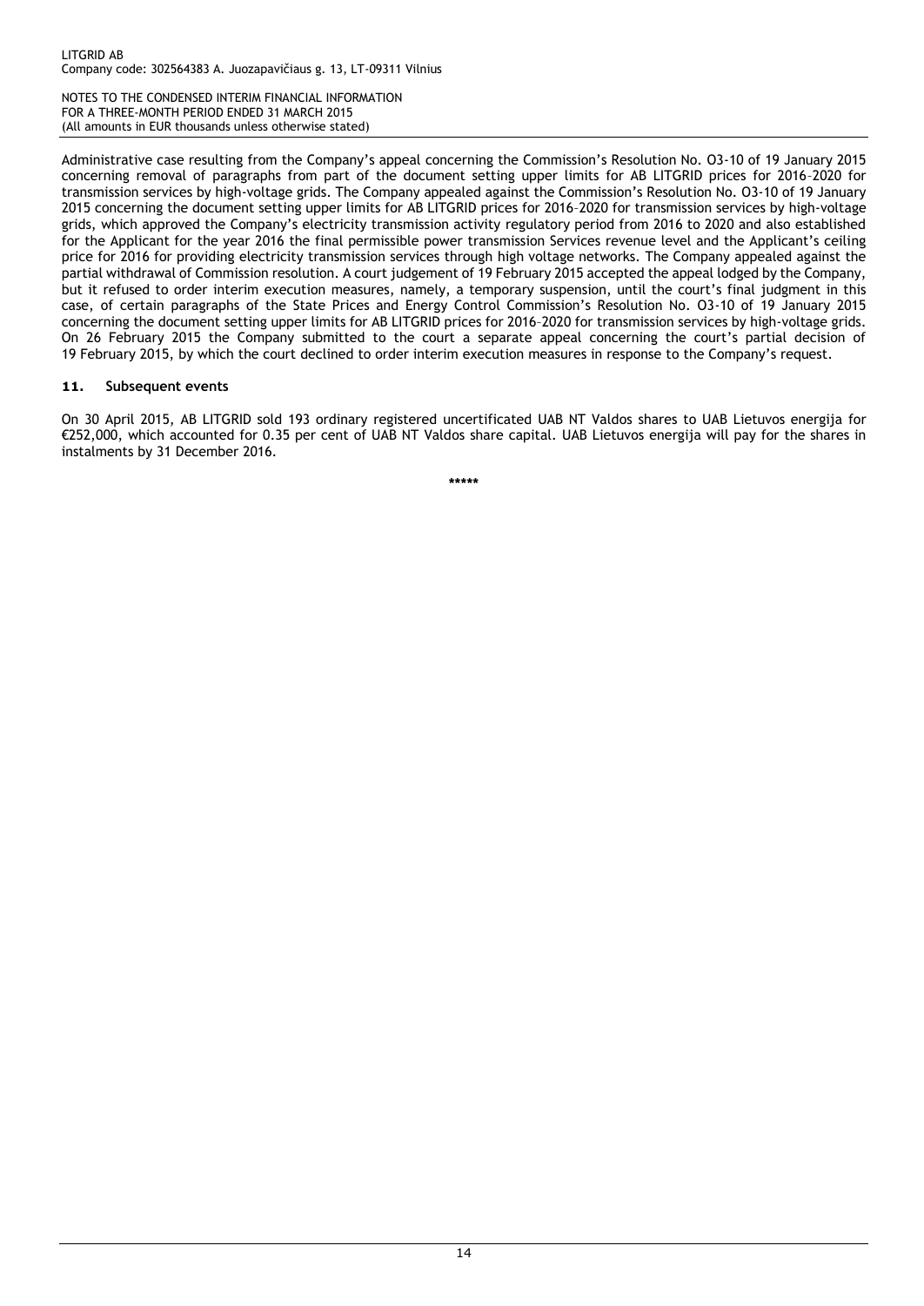Administrative case resulting from the Company's appeal concerning the Commission's Resolution No. O3-10 of 19 January 2015 concerning removal of paragraphs from part of the document setting upper limits for AB LITGRID prices for 2016–2020 for transmission services by high-voltage grids. The Company appealed against the Commission's Resolution No. O3-10 of 19 January 2015 concerning the document setting upper limits for AB LITGRID prices for 2016–2020 for transmission services by high-voltage grids, which approved the Company's electricity transmission activity regulatory period from 2016 to 2020 and also established for the Applicant for the year 2016 the final permissible power transmission Services revenue level and the Applicant's ceiling price for 2016 for providing electricity transmission services through high voltage networks. The Company appealed against the partial withdrawal of Commission resolution. A court judgement of 19 February 2015 accepted the appeal lodged by the Company, but it refused to order interim execution measures, namely, a temporary suspension, until the court's final judgment in this case, of certain paragraphs of the State Prices and Energy Control Commission's Resolution No. O3-10 of 19 January 2015 concerning the document setting upper limits for AB LITGRID prices for 2016–2020 for transmission services by high-voltage grids. On 26 February 2015 the Company submitted to the court a separate appeal concerning the court's partial decision of 19 February 2015, by which the court declined to order interim execution measures in response to the Company's request.

## 11. Subsequent events

On 30 April 2015, AB LITGRID sold 193 ordinary registered uncertificated UAB NT Valdos shares to UAB Lietuvos energija for €252,000, which accounted for 0.35 per cent of UAB NT Valdos share capital. UAB Lietuvos energija will pay for the shares in instalments by 31 December 2016.

*****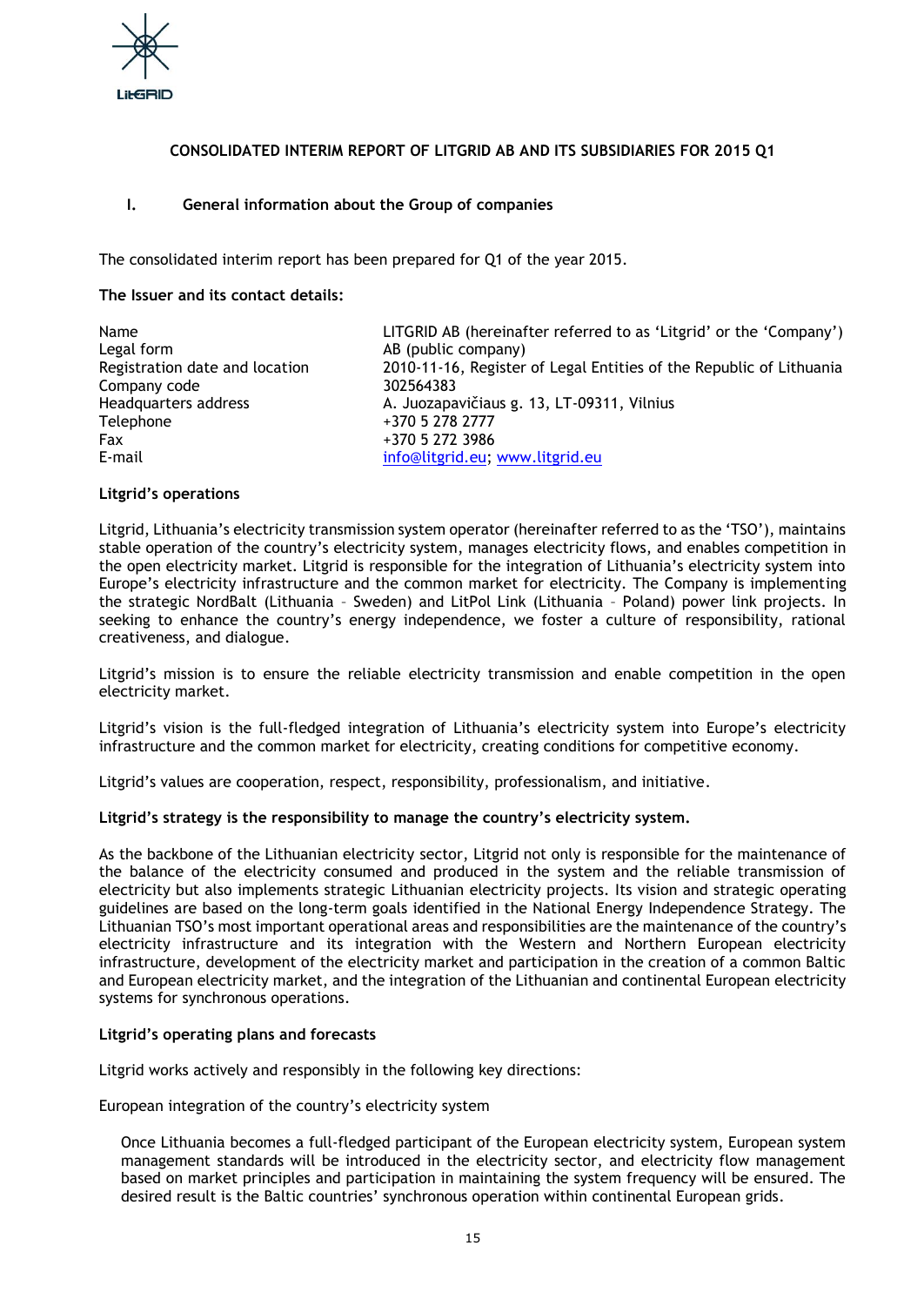# CONSOLIDATED INTERIM REPORT OF LITGRID AB AND ITS SUBSIDIARIES FOR 2015 Q1

## I. General information about the Group of companies

The consolidated interim report has been prepared for Q1 of the year 2015.

**The Issuer and its contact details:**

| | |
|---|---|
| Name | LITGRID AB (hereinafter referred to as 'Litgrid' or the 'Company') |
| Legal form | AB (public company) |
| Registration date and location | 2010-11-16, Register of Legal Entities of the Republic of Lithuania |
| Company code | 302564383 |
| Headquarters address | A. Juozapavičiaus g. 13, LT-09311, Vilnius |
| Telephone | +370 5 278 2777 |
| Fax | +370 5 272 3986 |
| E-mail | info@litgrid.eu; www.litgrid.eu |

**Litgrid's operations**

Litgrid, Lithuania's electricity transmission system operator (hereinafter referred to as the 'TSO'), maintains stable operation of the country's electricity system, manages electricity flows, and enables competition in the open electricity market. Litgrid is responsible for the integration of Lithuania's electricity system into Europe's electricity infrastructure and the common market for electricity. The Company is implementing the strategic NordBalt (Lithuania – Sweden) and LitPol Link (Lithuania – Poland) power link projects. In seeking to enhance the country's energy independence, we foster a culture of responsibility, rational creativeness, and dialogue.

Litgrid's mission is to ensure the reliable electricity transmission and enable competition in the open electricity market.

Litgrid's vision is the full-fledged integration of Lithuania's electricity system into Europe's electricity infrastructure and the common market for electricity, creating conditions for competitive economy.

Litgrid's values are cooperation, respect, responsibility, professionalism, and initiative.

**Litgrid's strategy is the responsibility to manage the country's electricity system.**

As the backbone of the Lithuanian electricity sector, Litgrid not only is responsible for the maintenance of the balance of the electricity consumed and produced in the system and the reliable transmission of electricity but also implements strategic Lithuanian electricity projects. Its vision and strategic operating guidelines are based on the long-term goals identified in the National Energy Independence Strategy. The Lithuanian TSO's most important operational areas and responsibilities are the maintenance of the country's electricity infrastructure and its integration with the Western and Northern European electricity infrastructure, development of the electricity market and participation in the creation of a common Baltic and European electricity market, and the integration of the Lithuanian and continental European electricity systems for synchronous operations.

**Litgrid's operating plans and forecasts**

Litgrid works actively and responsibly in the following key directions:

European integration of the country's electricity system

> Once Lithuania becomes a full-fledged participant of the European electricity system, European system management standards will be introduced in the electricity sector, and electricity flow management based on market principles and participation in maintaining the system frequency will be ensured. The desired result is the Baltic countries' synchronous operation within continental European grids.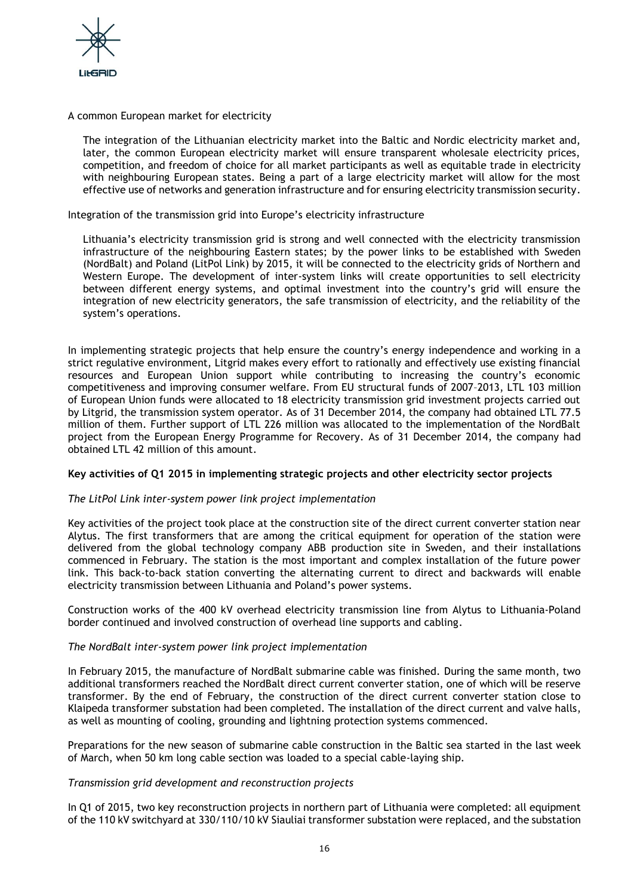A common European market for electricity

> The integration of the Lithuanian electricity market into the Baltic and Nordic electricity market and, later, the common European electricity market will ensure transparent wholesale electricity prices, competition, and freedom of choice for all market participants as well as equitable trade in electricity with neighbouring European states. Being a part of a large electricity market will allow for the most effective use of networks and generation infrastructure and for ensuring electricity transmission security.

Integration of the transmission grid into Europe's electricity infrastructure

> Lithuania's electricity transmission grid is strong and well connected with the electricity transmission infrastructure of the neighbouring Eastern states; by the power links to be established with Sweden (NordBalt) and Poland (LitPol Link) by 2015, it will be connected to the electricity grids of Northern and Western Europe. The development of inter-system links will create opportunities to sell electricity between different energy systems, and optimal investment into the country's grid will ensure the integration of new electricity generators, the safe transmission of electricity, and the reliability of the system's operations.

In implementing strategic projects that help ensure the country's energy independence and working in a strict regulative environment, Litgrid makes every effort to rationally and effectively use existing financial resources and European Union support while contributing to increasing the country's economic competitiveness and improving consumer welfare. From EU structural funds of 2007–2013, LTL 103 million of European Union funds were allocated to 18 electricity transmission grid investment projects carried out by Litgrid, the transmission system operator. As of 31 December 2014, the company had obtained LTL 77.5 million of them. Further support of LTL 226 million was allocated to the implementation of the NordBalt project from the European Energy Programme for Recovery. As of 31 December 2014, the company had obtained LTL 42 million of this amount.

**Key activities of Q1 2015 in implementing strategic projects and other electricity sector projects**

*The LitPol Link inter-system power link project implementation*

Key activities of the project took place at the construction site of the direct current converter station near Alytus. The first transformers that are among the critical equipment for operation of the station were delivered from the global technology company ABB production site in Sweden, and their installations commenced in February. The station is the most important and complex installation of the future power link. This back-to-back station converting the alternating current to direct and backwards will enable electricity transmission between Lithuania and Poland's power systems.

Construction works of the 400 kV overhead electricity transmission line from Alytus to Lithuania-Poland border continued and involved construction of overhead line supports and cabling.

*The NordBalt inter-system power link project implementation*

In February 2015, the manufacture of NordBalt submarine cable was finished. During the same month, two additional transformers reached the NordBalt direct current converter station, one of which will be reserve transformer. By the end of February, the construction of the direct current converter station close to Klaipeda transformer substation had been completed. The installation of the direct current and valve halls, as well as mounting of cooling, grounding and lightning protection systems commenced.

Preparations for the new season of submarine cable construction in the Baltic sea started in the last week of March, when 50 km long cable section was loaded to a special cable-laying ship.

*Transmission grid development and reconstruction projects*

In Q1 of 2015, two key reconstruction projects in northern part of Lithuania were completed: all equipment of the 110 kV switchyard at 330/110/10 kV Siauliai transformer substation were replaced, and the substation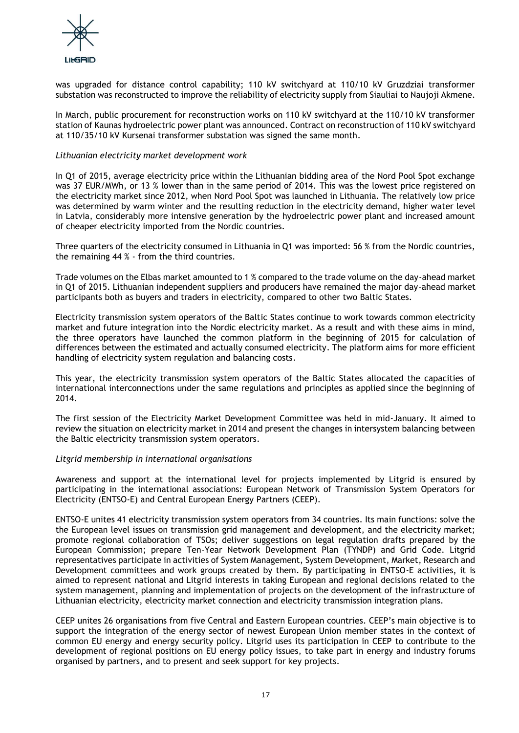was upgraded for distance control capability; 110 kV switchyard at 110/10 kV Gruzdziai transformer substation was reconstructed to improve the reliability of electricity supply from Siauliai to Naujoji Akmene.

In March, public procurement for reconstruction works on 110 kV switchyard at the 110/10 kV transformer station of Kaunas hydroelectric power plant was announced. Contract on reconstruction of 110 kV switchyard at 110/35/10 kV Kursenai transformer substation was signed the same month.

*Lithuanian electricity market development work*

In Q1 of 2015, average electricity price within the Lithuanian bidding area of the Nord Pool Spot exchange was 37 EUR/MWh, or 13 % lower than in the same period of 2014. This was the lowest price registered on the electricity market since 2012, when Nord Pool Spot was launched in Lithuania. The relatively low price was determined by warm winter and the resulting reduction in the electricity demand, higher water level in Latvia, considerably more intensive generation by the hydroelectric power plant and increased amount of cheaper electricity imported from the Nordic countries.

Three quarters of the electricity consumed in Lithuania in Q1 was imported: 56 % from the Nordic countries, the remaining 44 % - from the third countries.

Trade volumes on the Elbas market amounted to 1 % compared to the trade volume on the day-ahead market in Q1 of 2015. Lithuanian independent suppliers and producers have remained the major day-ahead market participants both as buyers and traders in electricity, compared to other two Baltic States.

Electricity transmission system operators of the Baltic States continue to work towards common electricity market and future integration into the Nordic electricity market. As a result and with these aims in mind, the three operators have launched the common platform in the beginning of 2015 for calculation of differences between the estimated and actually consumed electricity. The platform aims for more efficient handling of electricity system regulation and balancing costs.

This year, the electricity transmission system operators of the Baltic States allocated the capacities of international interconnections under the same regulations and principles as applied since the beginning of 2014.

The first session of the Electricity Market Development Committee was held in mid-January. It aimed to review the situation on electricity market in 2014 and present the changes in intersystem balancing between the Baltic electricity transmission system operators.

*Litgrid membership in international organisations*

Awareness and support at the international level for projects implemented by Litgrid is ensured by participating in the international associations: European Network of Transmission System Operators for Electricity (ENTSO-E) and Central European Energy Partners (CEEP).

ENTSO-E unites 41 electricity transmission system operators from 34 countries. Its main functions: solve the the European level issues on transmission grid management and development, and the electricity market; promote regional collaboration of TSOs; deliver suggestions on legal regulation drafts prepared by the European Commission; prepare Ten-Year Network Development Plan (TYNDP) and Grid Code. Litgrid representatives participate in activities of System Management, System Development, Market, Research and Development committees and work groups created by them. By participating in ENTSO-E activities, it is aimed to represent national and Litgrid interests in taking European and regional decisions related to the system management, planning and implementation of projects on the development of the infrastructure of Lithuanian electricity, electricity market connection and electricity transmission integration plans.

CEEP unites 26 organisations from five Central and Eastern European countries. CEEP's main objective is to support the integration of the energy sector of newest European Union member states in the context of common EU energy and energy security policy. Litgrid uses its participation in CEEP to contribute to the development of regional positions on EU energy policy issues, to take part in energy and industry forums organised by partners, and to present and seek support for key projects.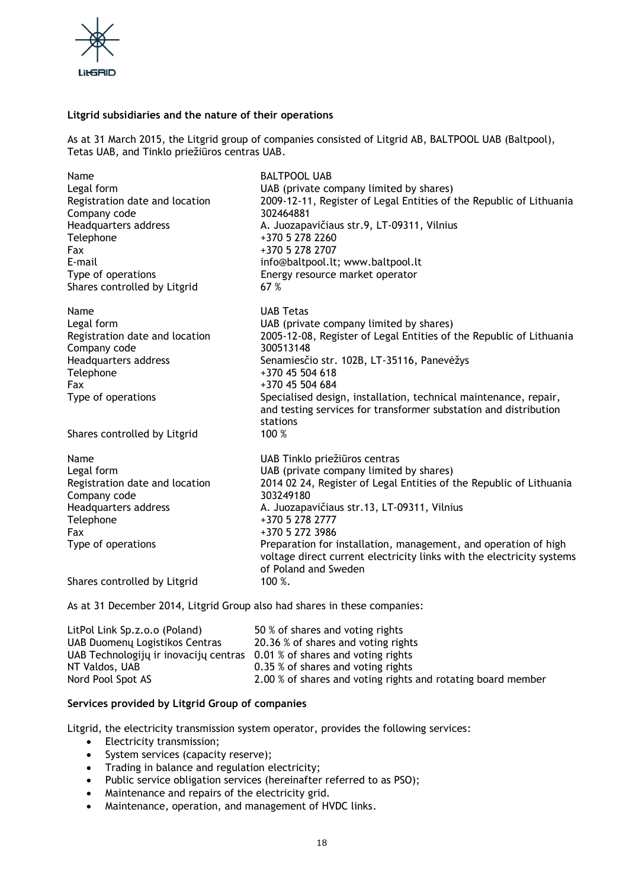**Litgrid subsidiaries and the nature of their operations**

As at 31 March 2015, the Litgrid group of companies consisted of Litgrid AB, BALTPOOL UAB (Baltpool), Tetas UAB, and Tinklo priežiūros centras UAB.

| | |
|---|---|
| Name | BALTPOOL UAB |
| Legal form | UAB (private company limited by shares) |
| Registration date and location | 2009-12-11, Register of Legal Entities of the Republic of Lithuania |
| Company code | 302464881 |
| Headquarters address | A. Juozapavičiaus str.9, LT-09311, Vilnius |
| Telephone | +370 5 278 2260 |
| Fax | +370 5 278 2707 |
| E-mail | info@baltpool.lt; www.baltpool.lt |
| Type of operations | Energy resource market operator |
| Shares controlled by Litgrid | 67 % |

| | |
|---|---|
| Name | UAB Tetas |
| Legal form | UAB (private company limited by shares) |
| Registration date and location | 2005-12-08, Register of Legal Entities of the Republic of Lithuania |
| Company code | 300513148 |
| Headquarters address | Senamiesčio str. 102B, LT-35116, Panevėžys |
| Telephone | +370 45 504 618 |
| Fax | +370 45 504 684 |
| Type of operations | Specialised design, installation, technical maintenance, repair, and testing services for transformer substation and distribution stations |
| Shares controlled by Litgrid | 100 % |

| | |
|---|---|
| Name | UAB Tinklo priežiūros centras |
| Legal form | UAB (private company limited by shares) |
| Registration date and location | 2014 02 24, Register of Legal Entities of the Republic of Lithuania |
| Company code | 303249180 |
| Headquarters address | A. Juozapavičiaus str.13, LT-09311, Vilnius |
| Telephone | +370 5 278 2777 |
| Fax | +370 5 272 3986 |
| Type of operations | Preparation for installation, management, and operation of high voltage direct current electricity links with the electricity systems of Poland and Sweden |
| Shares controlled by Litgrid | 100 %. |

As at 31 December 2014, Litgrid Group also had shares in these companies:

| | |
|---|---|
| LitPol Link Sp.z.o.o (Poland) | 50 % of shares and voting rights |
| UAB Duomenų Logistikos Centras | 20.36 % of shares and voting rights |
| UAB Technologijų ir inovacijų centras | 0.01 % of shares and voting rights |
| NT Valdos, UAB | 0.35 % of shares and voting rights |
| Nord Pool Spot AS | 2.00 % of shares and voting rights and rotating board member |

**Services provided by Litgrid Group of companies**

Litgrid, the electricity transmission system operator, provides the following services:

- Electricity transmission;
- System services (capacity reserve);
- Trading in balance and regulation electricity;
- Public service obligation services (hereinafter referred to as PSO);
- Maintenance and repairs of the electricity grid.
- Maintenance, operation, and management of HVDC links.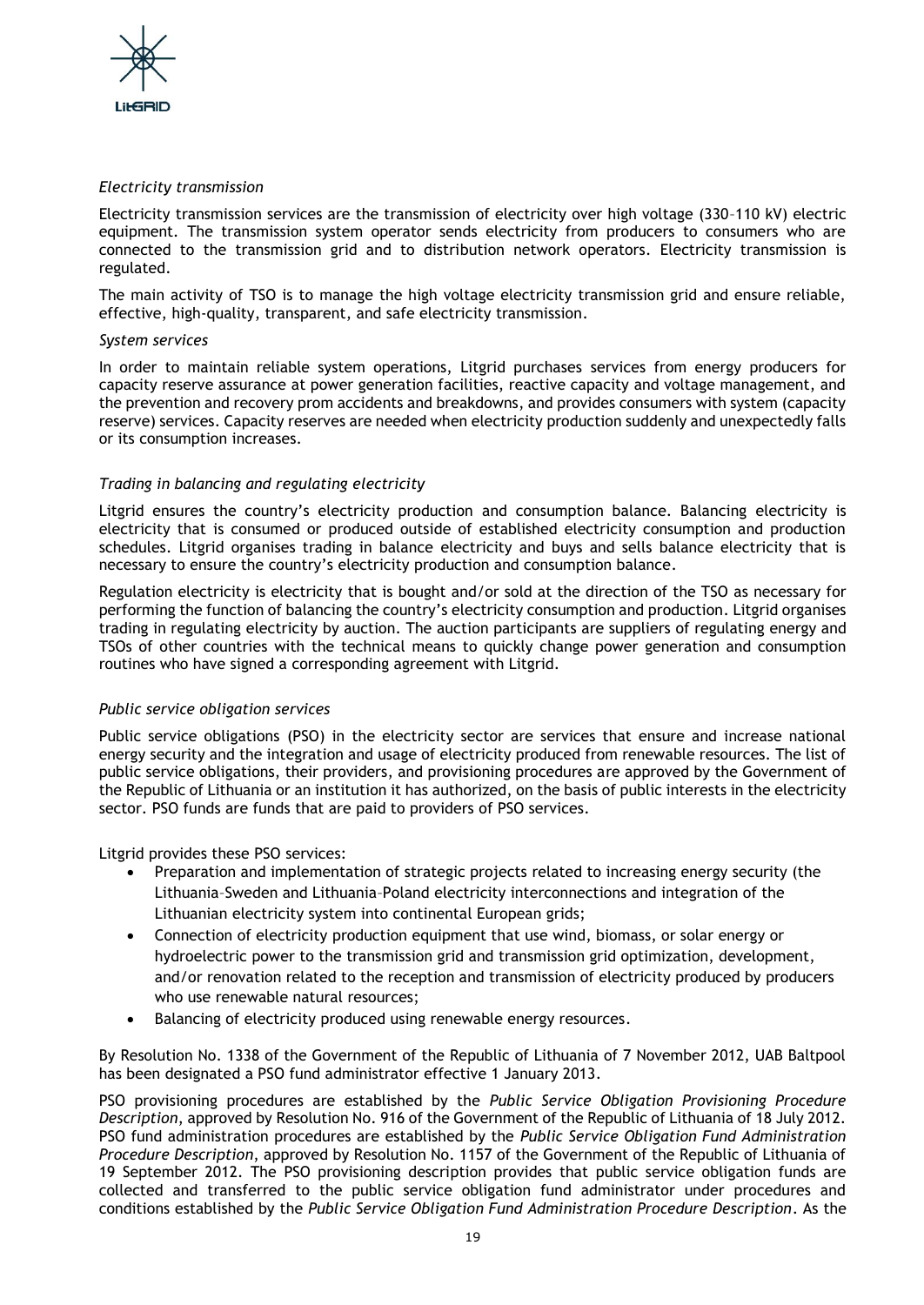*Electricity transmission*

Electricity transmission services are the transmission of electricity over high voltage (330–110 kV) electric equipment. The transmission system operator sends electricity from producers to consumers who are connected to the transmission grid and to distribution network operators. Electricity transmission is regulated.

The main activity of TSO is to manage the high voltage electricity transmission grid and ensure reliable, effective, high-quality, transparent, and safe electricity transmission.

*System services*

In order to maintain reliable system operations, Litgrid purchases services from energy producers for capacity reserve assurance at power generation facilities, reactive capacity and voltage management, and the prevention and recovery prom accidents and breakdowns, and provides consumers with system (capacity reserve) services. Capacity reserves are needed when electricity production suddenly and unexpectedly falls or its consumption increases.

*Trading in balancing and regulating electricity*

Litgrid ensures the country's electricity production and consumption balance. Balancing electricity is electricity that is consumed or produced outside of established electricity consumption and production schedules. Litgrid organises trading in balance electricity and buys and sells balance electricity that is necessary to ensure the country's electricity production and consumption balance.

Regulation electricity is electricity that is bought and/or sold at the direction of the TSO as necessary for performing the function of balancing the country's electricity consumption and production. Litgrid organises trading in regulating electricity by auction. The auction participants are suppliers of regulating energy and TSOs of other countries with the technical means to quickly change power generation and consumption routines who have signed a corresponding agreement with Litgrid.

*Public service obligation services*

Public service obligations (PSO) in the electricity sector are services that ensure and increase national energy security and the integration and usage of electricity produced from renewable resources. The list of public service obligations, their providers, and provisioning procedures are approved by the Government of the Republic of Lithuania or an institution it has authorized, on the basis of public interests in the electricity sector. PSO funds are funds that are paid to providers of PSO services.

Litgrid provides these PSO services:

- Preparation and implementation of strategic projects related to increasing energy security (the Lithuania–Sweden and Lithuania–Poland electricity interconnections and integration of the Lithuanian electricity system into continental European grids;
- Connection of electricity production equipment that use wind, biomass, or solar energy or hydroelectric power to the transmission grid and transmission grid optimization, development, and/or renovation related to the reception and transmission of electricity produced by producers who use renewable natural resources;
- Balancing of electricity produced using renewable energy resources.

By Resolution No. 1338 of the Government of the Republic of Lithuania of 7 November 2012, UAB Baltpool has been designated a PSO fund administrator effective 1 January 2013.

PSO provisioning procedures are established by the *Public Service Obligation Provisioning Procedure Description*, approved by Resolution No. 916 of the Government of the Republic of Lithuania of 18 July 2012. PSO fund administration procedures are established by the *Public Service Obligation Fund Administration Procedure Description*, approved by Resolution No. 1157 of the Government of the Republic of Lithuania of 19 September 2012. The PSO provisioning description provides that public service obligation funds are collected and transferred to the public service obligation fund administrator under procedures and conditions established by the *Public Service Obligation Fund Administration Procedure Description*. As the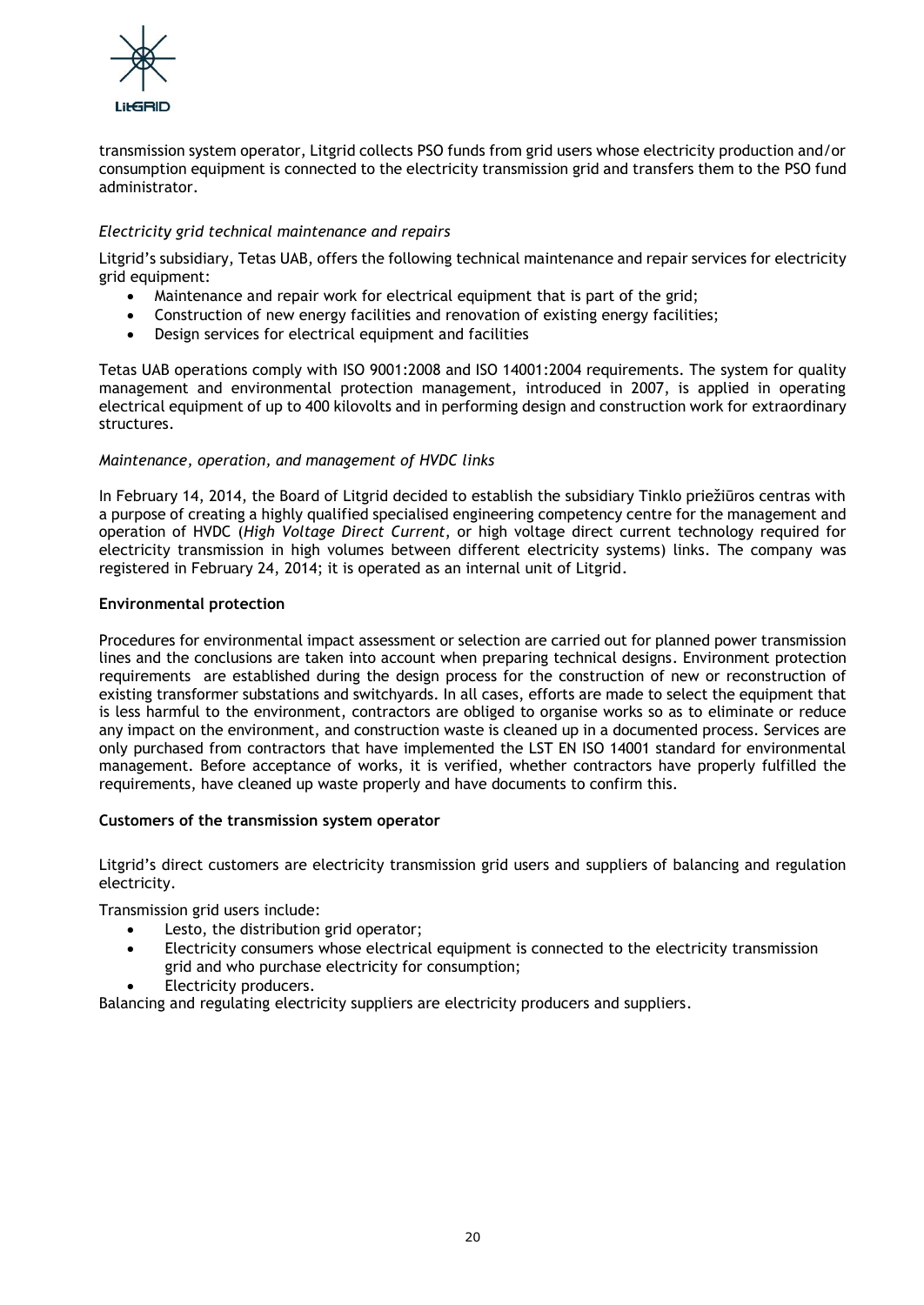transmission system operator, Litgrid collects PSO funds from grid users whose electricity production and/or consumption equipment is connected to the electricity transmission grid and transfers them to the PSO fund administrator.

*Electricity grid technical maintenance and repairs*

Litgrid's subsidiary, Tetas UAB, offers the following technical maintenance and repair services for electricity grid equipment:

- Maintenance and repair work for electrical equipment that is part of the grid;
- Construction of new energy facilities and renovation of existing energy facilities;
- Design services for electrical equipment and facilities

Tetas UAB operations comply with ISO 9001:2008 and ISO 14001:2004 requirements. The system for quality management and environmental protection management, introduced in 2007, is applied in operating electrical equipment of up to 400 kilovolts and in performing design and construction work for extraordinary structures.

*Maintenance, operation, and management of HVDC links*

In February 14, 2014, the Board of Litgrid decided to establish the subsidiary Tinklo priežiūros centras with a purpose of creating a highly qualified specialised engineering competency centre for the management and operation of HVDC (*High Voltage Direct Current*, or high voltage direct current technology required for electricity transmission in high volumes between different electricity systems) links. The company was registered in February 24, 2014; it is operated as an internal unit of Litgrid.

**Environmental protection**

Procedures for environmental impact assessment or selection are carried out for planned power transmission lines and the conclusions are taken into account when preparing technical designs. Environment protection requirements are established during the design process for the construction of new or reconstruction of existing transformer substations and switchyards. In all cases, efforts are made to select the equipment that is less harmful to the environment, contractors are obliged to organise works so as to eliminate or reduce any impact on the environment, and construction waste is cleaned up in a documented process. Services are only purchased from contractors that have implemented the LST EN ISO 14001 standard for environmental management. Before acceptance of works, it is verified, whether contractors have properly fulfilled the requirements, have cleaned up waste properly and have documents to confirm this.

**Customers of the transmission system operator**

Litgrid's direct customers are electricity transmission grid users and suppliers of balancing and regulation electricity.

Transmission grid users include:

- Lesto, the distribution grid operator;
- Electricity consumers whose electrical equipment is connected to the electricity transmission grid and who purchase electricity for consumption;
- Electricity producers.

Balancing and regulating electricity suppliers are electricity producers and suppliers.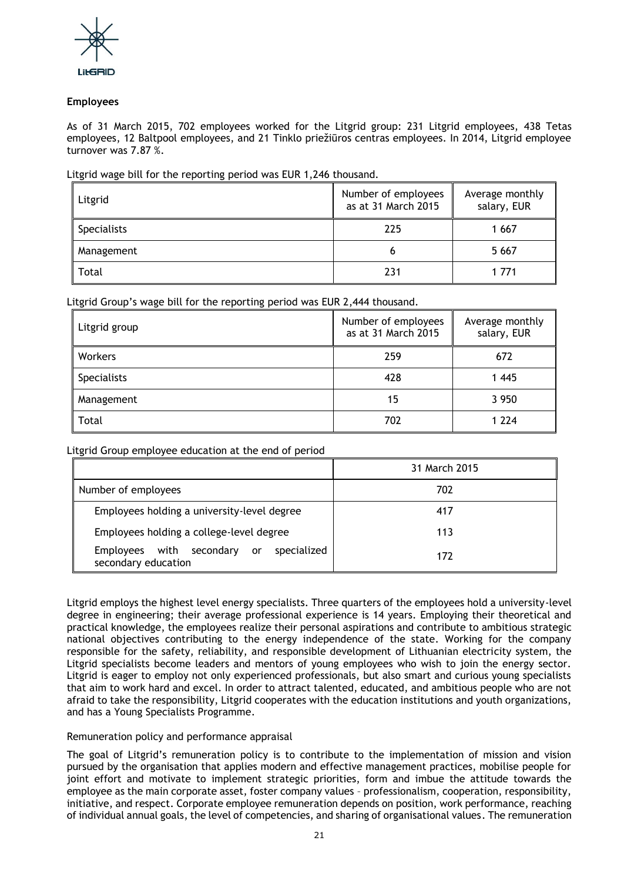### Employees

As of 31 March 2015, 702 employees worked for the Litgrid group: 231 Litgrid employees, 438 Tetas employees, 12 Baltpool employees, and 21 Tinklo priežiūros centras employees. In 2014, Litgrid employee turnover was 7.87 %.

Litgrid wage bill for the reporting period was EUR 1,246 thousand.

| Litgrid | Number of employees as at 31 March 2015 | Average monthly salary, EUR |
|---|---|---|
| Specialists | 225 | 1 667 |
| Management | 6 | 5 667 |
| Total | 231 | 1 771 |

Litgrid Group's wage bill for the reporting period was EUR 2,444 thousand.

| Litgrid group | Number of employees as at 31 March 2015 | Average monthly salary, EUR |
|---|---|---|
| Workers | 259 | 672 |
| Specialists | 428 | 1 445 |
| Management | 15 | 3 950 |
| Total | 702 | 1 224 |

Litgrid Group employee education at the end of period

| | 31 March 2015 |
|---|---|
| Number of employees | 702 |
| Employees holding a university-level degree | 417 |
| Employees holding a college-level degree | 113 |
| Employees with secondary or specialized secondary education | 172 |

Litgrid employs the highest level energy specialists. Three quarters of the employees hold a university-level degree in engineering; their average professional experience is 14 years. Employing their theoretical and practical knowledge, the employees realize their personal aspirations and contribute to ambitious strategic national objectives contributing to the energy independence of the state. Working for the company responsible for the safety, reliability, and responsible development of Lithuanian electricity system, the Litgrid specialists become leaders and mentors of young employees who wish to join the energy sector. Litgrid is eager to employ not only experienced professionals, but also smart and curious young specialists that aim to work hard and excel. In order to attract talented, educated, and ambitious people who are not afraid to take the responsibility, Litgrid cooperates with the education institutions and youth organizations, and has a Young Specialists Programme.

Remuneration policy and performance appraisal

The goal of Litgrid's remuneration policy is to contribute to the implementation of mission and vision pursued by the organisation that applies modern and effective management practices, mobilise people for joint effort and motivate to implement strategic priorities, form and imbue the attitude towards the employee as the main corporate asset, foster company values – professionalism, cooperation, responsibility, initiative, and respect. Corporate employee remuneration depends on position, work performance, reaching of individual annual goals, the level of competencies, and sharing of organisational values. The remuneration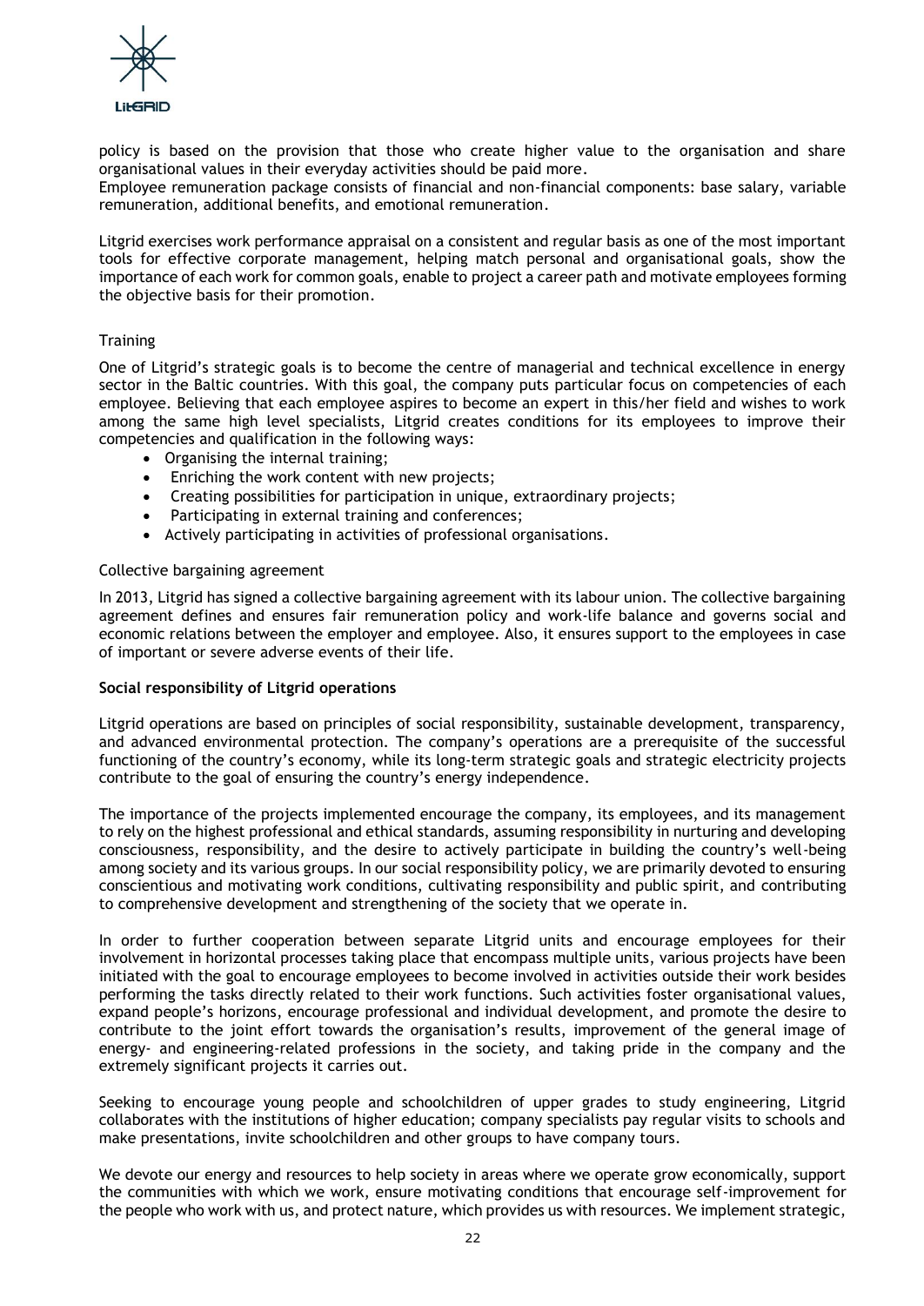policy is based on the provision that those who create higher value to the organisation and share organisational values in their everyday activities should be paid more.
Employee remuneration package consists of financial and non-financial components: base salary, variable remuneration, additional benefits, and emotional remuneration.

Litgrid exercises work performance appraisal on a consistent and regular basis as one of the most important tools for effective corporate management, helping match personal and organisational goals, show the importance of each work for common goals, enable to project a career path and motivate employees forming the objective basis for their promotion.

Training

One of Litgrid's strategic goals is to become the centre of managerial and technical excellence in energy sector in the Baltic countries. With this goal, the company puts particular focus on competencies of each employee. Believing that each employee aspires to become an expert in this/her field and wishes to work among the same high level specialists, Litgrid creates conditions for its employees to improve their competencies and qualification in the following ways:

- Organising the internal training;
- Enriching the work content with new projects;
- Creating possibilities for participation in unique, extraordinary projects;
- Participating in external training and conferences;
- Actively participating in activities of professional organisations.

Collective bargaining agreement

In 2013, Litgrid has signed a collective bargaining agreement with its labour union. The collective bargaining agreement defines and ensures fair remuneration policy and work-life balance and governs social and economic relations between the employer and employee. Also, it ensures support to the employees in case of important or severe adverse events of their life.

**Social responsibility of Litgrid operations**

Litgrid operations are based on principles of social responsibility, sustainable development, transparency, and advanced environmental protection. The company's operations are a prerequisite of the successful functioning of the country's economy, while its long-term strategic goals and strategic electricity projects contribute to the goal of ensuring the country's energy independence.

The importance of the projects implemented encourage the company, its employees, and its management to rely on the highest professional and ethical standards, assuming responsibility in nurturing and developing consciousness, responsibility, and the desire to actively participate in building the country's well-being among society and its various groups. In our social responsibility policy, we are primarily devoted to ensuring conscientious and motivating work conditions, cultivating responsibility and public spirit, and contributing to comprehensive development and strengthening of the society that we operate in.

In order to further cooperation between separate Litgrid units and encourage employees for their involvement in horizontal processes taking place that encompass multiple units, various projects have been initiated with the goal to encourage employees to become involved in activities outside their work besides performing the tasks directly related to their work functions. Such activities foster organisational values, expand people's horizons, encourage professional and individual development, and promote the desire to contribute to the joint effort towards the organisation's results, improvement of the general image of energy- and engineering-related professions in the society, and taking pride in the company and the extremely significant projects it carries out.

Seeking to encourage young people and schoolchildren of upper grades to study engineering, Litgrid collaborates with the institutions of higher education; company specialists pay regular visits to schools and make presentations, invite schoolchildren and other groups to have company tours.

We devote our energy and resources to help society in areas where we operate grow economically, support the communities with which we work, ensure motivating conditions that encourage self-improvement for the people who work with us, and protect nature, which provides us with resources. We implement strategic,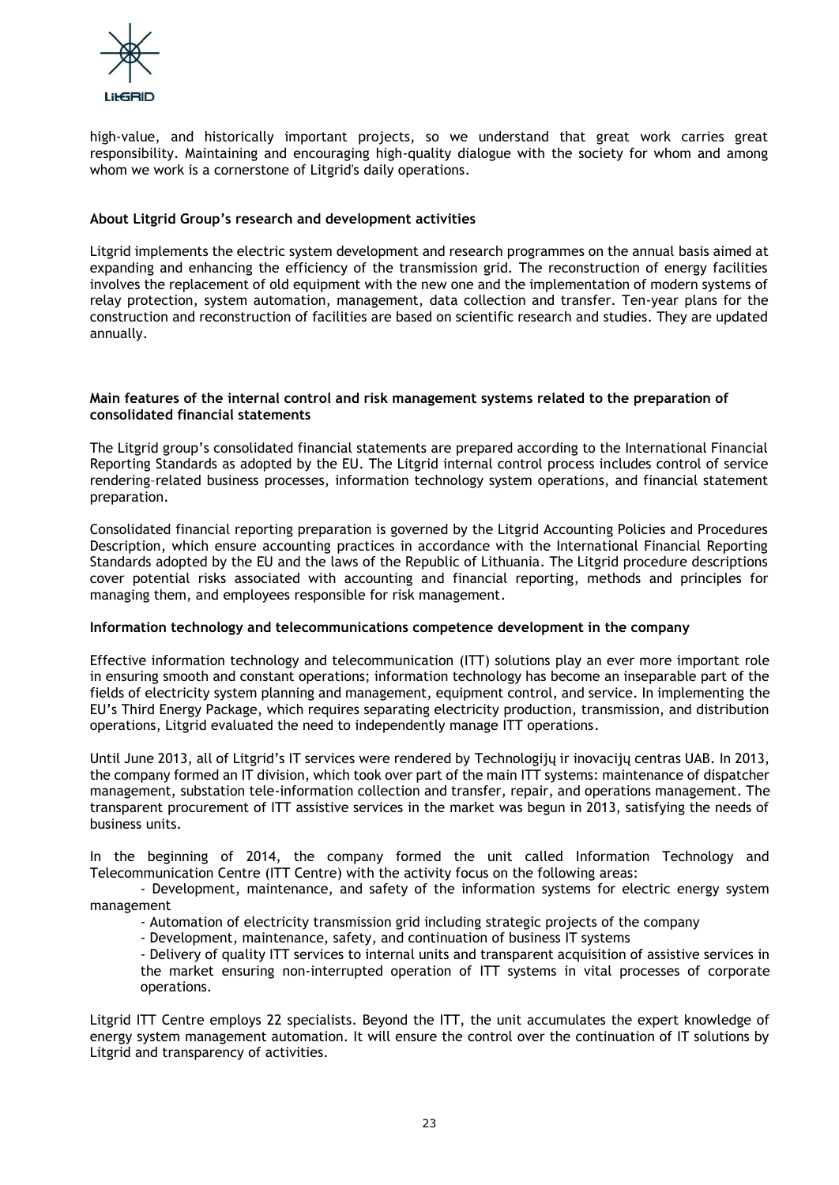high-value, and historically important projects, so we understand that great work carries great responsibility. Maintaining and encouraging high-quality dialogue with the society for whom and among whom we work is a cornerstone of Litgrid's daily operations.

**About Litgrid Group's research and development activities**

Litgrid implements the electric system development and research programmes on the annual basis aimed at expanding and enhancing the efficiency of the transmission grid. The reconstruction of energy facilities involves the replacement of old equipment with the new one and the implementation of modern systems of relay protection, system automation, management, data collection and transfer. Ten-year plans for the construction and reconstruction of facilities are based on scientific research and studies. They are updated annually.

**Main features of the internal control and risk management systems related to the preparation of consolidated financial statements**

The Litgrid group's consolidated financial statements are prepared according to the International Financial Reporting Standards as adopted by the EU. The Litgrid internal control process includes control of service rendering–related business processes, information technology system operations, and financial statement preparation.

Consolidated financial reporting preparation is governed by the Litgrid Accounting Policies and Procedures Description, which ensure accounting practices in accordance with the International Financial Reporting Standards adopted by the EU and the laws of the Republic of Lithuania. The Litgrid procedure descriptions cover potential risks associated with accounting and financial reporting, methods and principles for managing them, and employees responsible for risk management.

**Information technology and telecommunications competence development in the company**

Effective information technology and telecommunication (ITT) solutions play an ever more important role in ensuring smooth and constant operations; information technology has become an inseparable part of the fields of electricity system planning and management, equipment control, and service. In implementing the EU's Third Energy Package, which requires separating electricity production, transmission, and distribution operations, Litgrid evaluated the need to independently manage ITT operations.

Until June 2013, all of Litgrid's IT services were rendered by Technologijų ir inovacijų centras UAB. In 2013, the company formed an IT division, which took over part of the main ITT systems: maintenance of dispatcher management, substation tele-information collection and transfer, repair, and operations management. The transparent procurement of ITT assistive services in the market was begun in 2013, satisfying the needs of business units.

In the beginning of 2014, the company formed the unit called Information Technology and Telecommunication Centre (ITT Centre) with the activity focus on the following areas:

- Development, maintenance, and safety of the information systems for electric energy system management
- Automation of electricity transmission grid including strategic projects of the company
- Development, maintenance, safety, and continuation of business IT systems
- Delivery of quality ITT services to internal units and transparent acquisition of assistive services in the market ensuring non-interrupted operation of ITT systems in vital processes of corporate operations.

Litgrid ITT Centre employs 22 specialists. Beyond the ITT, the unit accumulates the expert knowledge of energy system management automation. It will ensure the control over the continuation of IT solutions by Litgrid and transparency of activities.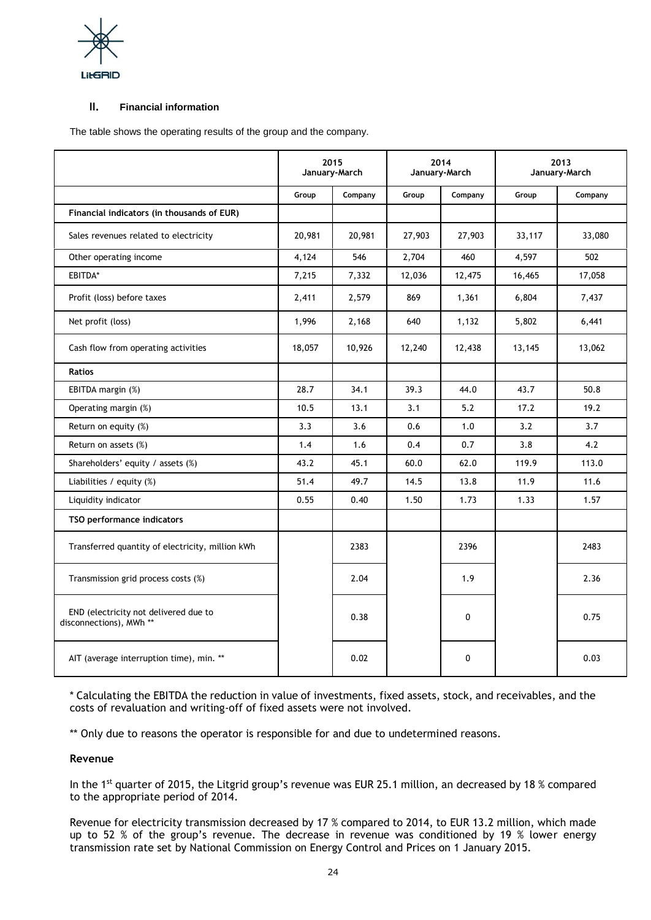## II. Financial information

The table shows the operating results of the group and the company.

| | 2015 January-March | | 2014 January-March | | 2013 January-March | |
|---|---|---|---|---|---|---|
| | Group | Company | Group | Company | Group | Company |
| **Financial indicators (in thousands of EUR)** | | | | | | |
| Sales revenues related to electricity | 20,981 | 20,981 | 27,903 | 27,903 | 33,117 | 33,080 |
| Other operating income | 4,124 | 546 | 2,704 | 460 | 4,597 | 502 |
| EBITDA* | 7,215 | 7,332 | 12,036 | 12,475 | 16,465 | 17,058 |
| Profit (loss) before taxes | 2,411 | 2,579 | 869 | 1,361 | 6,804 | 7,437 |
| Net profit (loss) | 1,996 | 2,168 | 640 | 1,132 | 5,802 | 6,441 |
| Cash flow from operating activities | 18,057 | 10,926 | 12,240 | 12,438 | 13,145 | 13,062 |
| **Ratios** | | | | | | |
| EBITDA margin (%) | 28.7 | 34.1 | 39.3 | 44.0 | 43.7 | 50.8 |
| Operating margin (%) | 10.5 | 13.1 | 3.1 | 5.2 | 17.2 | 19.2 |
| Return on equity (%) | 3.3 | 3.6 | 0.6 | 1.0 | 3.2 | 3.7 |
| Return on assets (%) | 1.4 | 1.6 | 0.4 | 0.7 | 3.8 | 4.2 |
| Shareholders' equity / assets (%) | 43.2 | 45.1 | 60.0 | 62.0 | 119.9 | 113.0 |
| Liabilities / equity (%) | 51.4 | 49.7 | 14.5 | 13.8 | 11.9 | 11.6 |
| Liquidity indicator | 0.55 | 0.40 | 1.50 | 1.73 | 1.33 | 1.57 |
| **TSO performance indicators** | | | | | | |
| Transferred quantity of electricity, million kWh | | 2383 | | 2396 | | 2483 |
| Transmission grid process costs (%) | | 2.04 | | 1.9 | | 2.36 |
| END (electricity not delivered due to disconnections), MWh ** | | 0.38 | | 0 | | 0.75 |
| AIT (average interruption time), min. ** | | 0.02 | | 0 | | 0.03 |

* Calculating the EBITDA the reduction in value of investments, fixed assets, stock, and receivables, and the costs of revaluation and writing-off of fixed assets were not involved.

** Only due to reasons the operator is responsible for and due to undetermined reasons.

**Revenue**

In the 1st quarter of 2015, the Litgrid group's revenue was EUR 25.1 million, an decreased by 18 % compared to the appropriate period of 2014.

Revenue for electricity transmission decreased by 17 % compared to 2014, to EUR 13.2 million, which made up to 52 % of the group's revenue. The decrease in revenue was conditioned by 19 % lower energy transmission rate set by National Commission on Energy Control and Prices on 1 January 2015.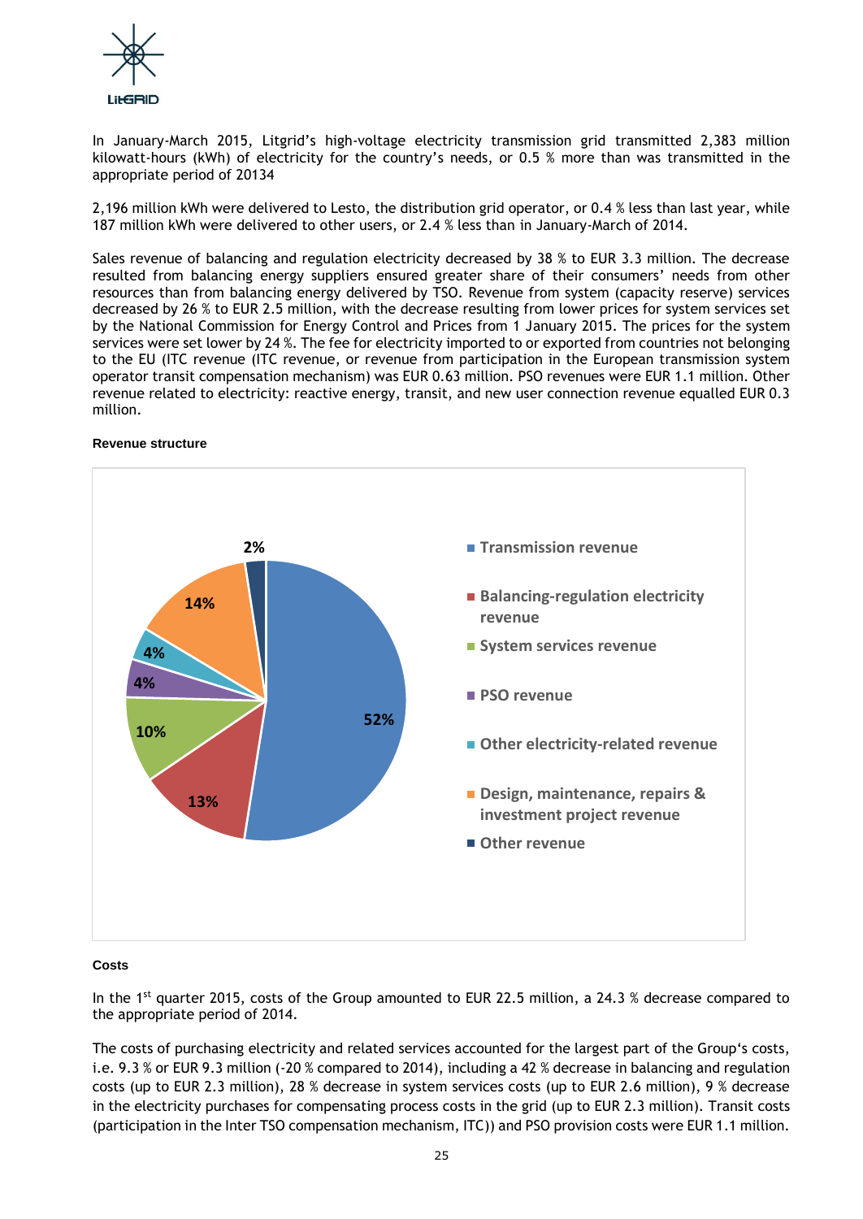In January-March 2015, Litgrid's high-voltage electricity transmission grid transmitted 2,383 million kilowatt-hours (kWh) of electricity for the country's needs, or 0.5 % more than was transmitted in the appropriate period of 20134

2,196 million kWh were delivered to Lesto, the distribution grid operator, or 0.4 % less than last year, while 187 million kWh were delivered to other users, or 2.4 % less than in January-March of 2014.

Sales revenue of balancing and regulation electricity decreased by 38 % to EUR 3.3 million. The decrease resulted from balancing energy suppliers ensured greater share of their consumers' needs from other resources than from balancing energy delivered by TSO. Revenue from system (capacity reserve) services decreased by 26 % to EUR 2.5 million, with the decrease resulting from lower prices for system services set by the National Commission for Energy Control and Prices from 1 January 2015. The prices for the system services were set lower by 24 %. The fee for electricity imported to or exported from countries not belonging to the EU (ITC revenue (ITC revenue, or revenue from participation in the European transmission system operator transit compensation mechanism) was EUR 0.63 million. PSO revenues were EUR 1.1 million. Other revenue related to electricity: reactive energy, transit, and new user connection revenue equalled EUR 0.3 million.

**Revenue structure**

| Revenue type | Share |
|---|---|
| Transmission revenue | 52% |
| Balancing-regulation electricity revenue | 13% |
| System services revenue | 10% |
| PSO revenue | 4% |
| Other electricity-related revenue | 4% |
| Design, maintenance, repairs & investment project revenue | 14% |
| Other revenue | 2% |

**Costs**

In the 1st quarter 2015, costs of the Group amounted to EUR 22.5 million, a 24.3 % decrease compared to the appropriate period of 2014.

The costs of purchasing electricity and related services accounted for the largest part of the Group's costs, i.e. 9.3 % or EUR 9.3 million (-20 % compared to 2014), including a 42 % decrease in balancing and regulation costs (up to EUR 2.3 million), 28 % decrease in system services costs (up to EUR 2.6 million), 9 % decrease in the electricity purchases for compensating process costs in the grid (up to EUR 2.3 million). Transit costs (participation in the Inter TSO compensation mechanism, ITC)) and PSO provision costs were EUR 1.1 million.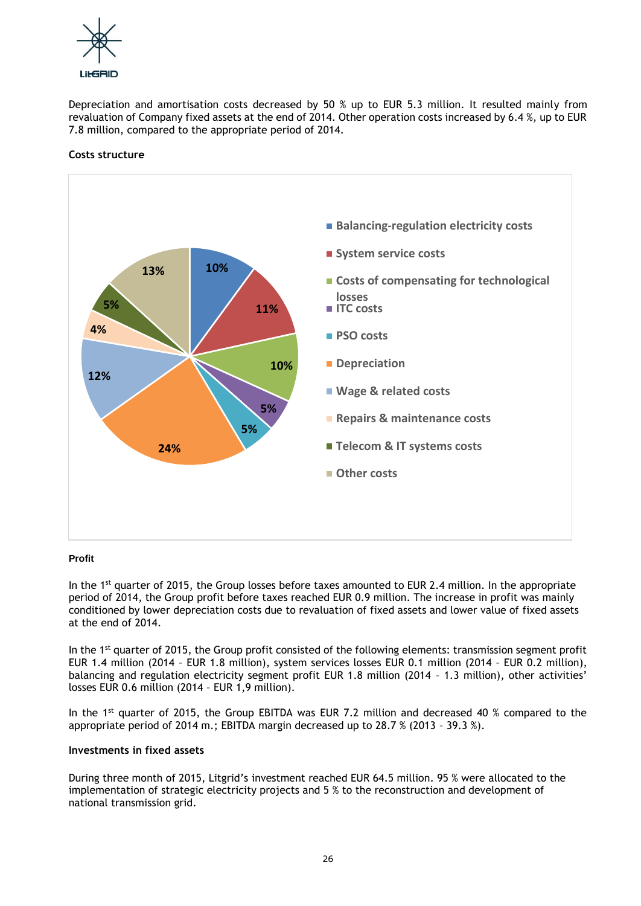Depreciation and amortisation costs decreased by 50 % up to EUR 5.3 million. It resulted mainly from revaluation of Company fixed assets at the end of 2014. Other operation costs increased by 6.4 %, up to EUR 7.8 million, compared to the appropriate period of 2014.

**Costs structure**

| Cost category | Share |
|---|---|
| Balancing-regulation electricity costs | 10% |
| System service costs | 11% |
| Costs of compensating for technological losses | 10% |
| ITC costs | 5% |
| PSO costs | 5% |
| Depreciation | 24% |
| Wage & related costs | 12% |
| Repairs & maintenance costs | 4% |
| Telecom & IT systems costs | 5% |
| Other costs | 13% |

**Profit**

In the 1st quarter of 2015, the Group losses before taxes amounted to EUR 2.4 million. In the appropriate period of 2014, the Group profit before taxes reached EUR 0.9 million. The increase in profit was mainly conditioned by lower depreciation costs due to revaluation of fixed assets and lower value of fixed assets at the end of 2014.

In the 1st quarter of 2015, the Group profit consisted of the following elements: transmission segment profit EUR 1.4 million (2014 – EUR 1.8 million), system services losses EUR 0.1 million (2014 – EUR 0.2 million), balancing and regulation electricity segment profit EUR 1.8 million (2014 – 1.3 million), other activities' losses EUR 0.6 million (2014 – EUR 1,9 million).

In the 1st quarter of 2015, the Group EBITDA was EUR 7.2 million and decreased 40 % compared to the appropriate period of 2014 m.; EBITDA margin decreased up to 28.7 % (2013 – 39.3 %).

**Investments in fixed assets**

During three month of 2015, Litgrid's investment reached EUR 64.5 million. 95 % were allocated to the implementation of strategic electricity projects and 5 % to the reconstruction and development of national transmission grid.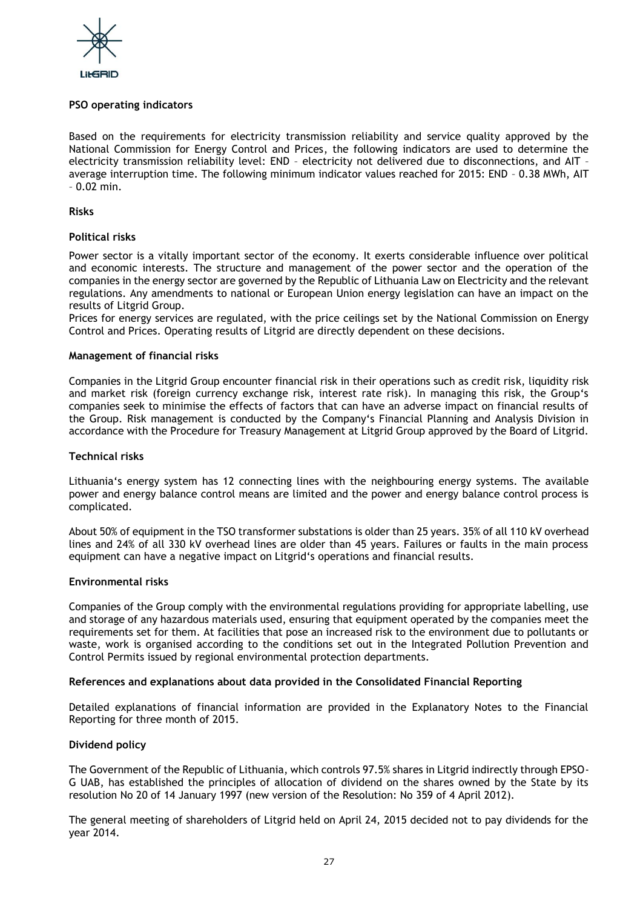## PSO operating indicators

Based on the requirements for electricity transmission reliability and service quality approved by the National Commission for Energy Control and Prices, the following indicators are used to determine the electricity transmission reliability level: END – electricity not delivered due to disconnections, and AIT – average interruption time. The following minimum indicator values reached for 2015: END – 0.38 MWh, AIT – 0.02 min.

## Risks

### Political risks

Power sector is a vitally important sector of the economy. It exerts considerable influence over political and economic interests. The structure and management of the power sector and the operation of the companies in the energy sector are governed by the Republic of Lithuania Law on Electricity and the relevant regulations. Any amendments to national or European Union energy legislation can have an impact on the results of Litgrid Group.

Prices for energy services are regulated, with the price ceilings set by the National Commission on Energy Control and Prices. Operating results of Litgrid are directly dependent on these decisions.

### Management of financial risks

Companies in the Litgrid Group encounter financial risk in their operations such as credit risk, liquidity risk and market risk (foreign currency exchange risk, interest rate risk). In managing this risk, the Group's companies seek to minimise the effects of factors that can have an adverse impact on financial results of the Group. Risk management is conducted by the Company's Financial Planning and Analysis Division in accordance with the Procedure for Treasury Management at Litgrid Group approved by the Board of Litgrid.

### Technical risks

Lithuania's energy system has 12 connecting lines with the neighbouring energy systems. The available power and energy balance control means are limited and the power and energy balance control process is complicated.

About 50% of equipment in the TSO transformer substations is older than 25 years. 35% of all 110 kV overhead lines and 24% of all 330 kV overhead lines are older than 45 years. Failures or faults in the main process equipment can have a negative impact on Litgrid's operations and financial results.

### Environmental risks

Companies of the Group comply with the environmental regulations providing for appropriate labelling, use and storage of any hazardous materials used, ensuring that equipment operated by the companies meet the requirements set for them. At facilities that pose an increased risk to the environment due to pollutants or waste, work is organised according to the conditions set out in the Integrated Pollution Prevention and Control Permits issued by regional environmental protection departments.

## References and explanations about data provided in the Consolidated Financial Reporting

Detailed explanations of financial information are provided in the Explanatory Notes to the Financial Reporting for three month of 2015.

## Dividend policy

The Government of the Republic of Lithuania, which controls 97.5% shares in Litgrid indirectly through EPSO-G UAB, has established the principles of allocation of dividend on the shares owned by the State by its resolution No 20 of 14 January 1997 (new version of the Resolution: No 359 of 4 April 2012).

The general meeting of shareholders of Litgrid held on April 24, 2015 decided not to pay dividends for the year 2014.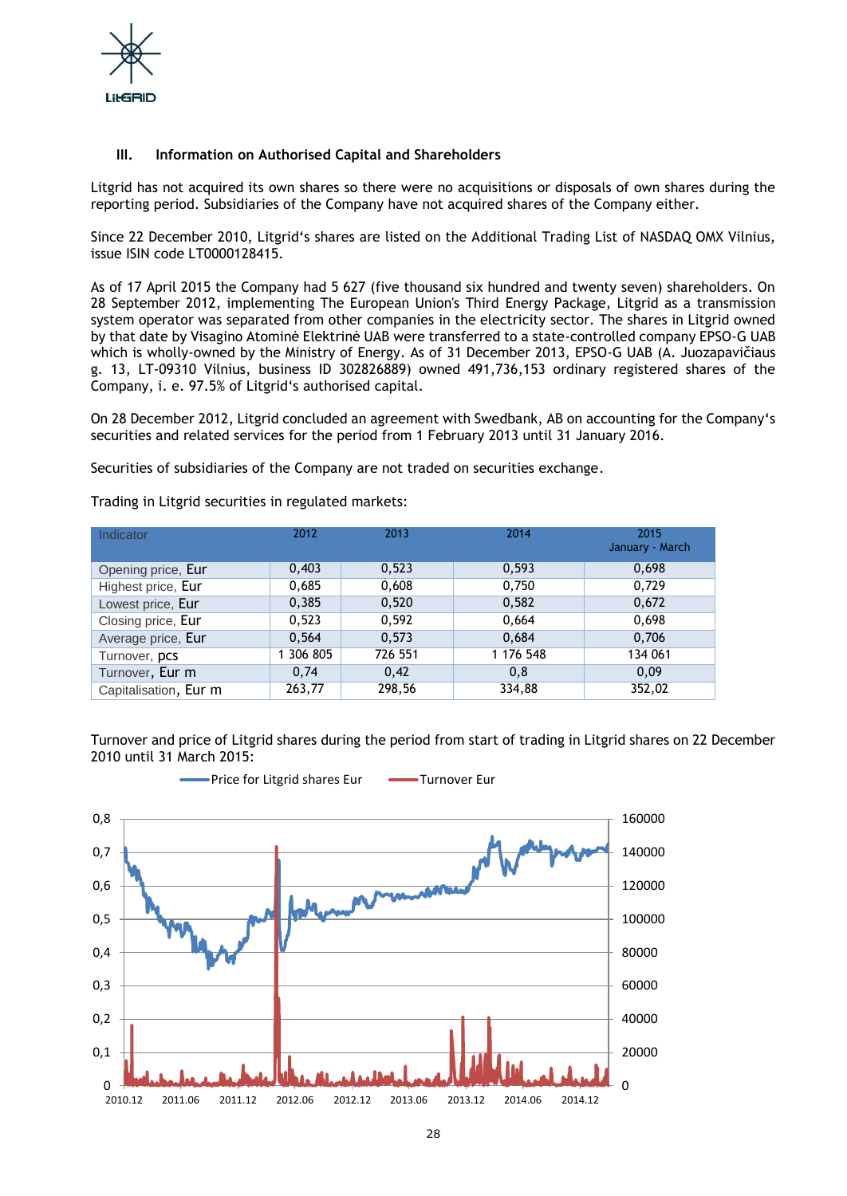### III. Information on Authorised Capital and Shareholders

Litgrid has not acquired its own shares so there were no acquisitions or disposals of own shares during the reporting period. Subsidiaries of the Company have not acquired shares of the Company either.

Since 22 December 2010, Litgrid's shares are listed on the Additional Trading List of NASDAQ OMX Vilnius, issue ISIN code LT0000128415.

As of 17 April 2015 the Company had 5 627 (five thousand six hundred and twenty seven) shareholders. On 28 September 2012, implementing The European Union's Third Energy Package, Litgrid as a transmission system operator was separated from other companies in the electricity sector. The shares in Litgrid owned by that date by Visagino Atominė Elektrinė UAB were transferred to a state-controlled company EPSO-G UAB which is wholly-owned by the Ministry of Energy. As of 31 December 2013, EPSO-G UAB (A. Juozapavičiaus g. 13, LT-09310 Vilnius, business ID 302826889) owned 491,736,153 ordinary registered shares of the Company, i. e. 97.5% of Litgrid's authorised capital.

On 28 December 2012, Litgrid concluded an agreement with Swedbank, AB on accounting for the Company's securities and related services for the period from 1 February 2013 until 31 January 2016.

Securities of subsidiaries of the Company are not traded on securities exchange.

Trading in Litgrid securities in regulated markets:

| Indicator | 2012 | 2013 | 2014 | 2015 January - March |
|---|---|---|---|---|
| Opening price, Eur | 0,403 | 0,523 | 0,593 | 0,698 |
| Highest price, Eur | 0,685 | 0,608 | 0,750 | 0,729 |
| Lowest price, Eur | 0,385 | 0,520 | 0,582 | 0,672 |
| Closing price, Eur | 0,523 | 0,592 | 0,664 | 0,698 |
| Average price, Eur | 0,564 | 0,573 | 0,684 | 0,706 |
| Turnover, pcs | 1 306 805 | 726 551 | 1 176 548 | 134 061 |
| Turnover, Eur m | 0,74 | 0,42 | 0,8 | 0,09 |
| Capitalisation, Eur m | 263,77 | 298,56 | 334,88 | 352,02 |

Turnover and price of Litgrid shares during the period from start of trading in Litgrid shares on 22 December 2010 until 31 March 2015: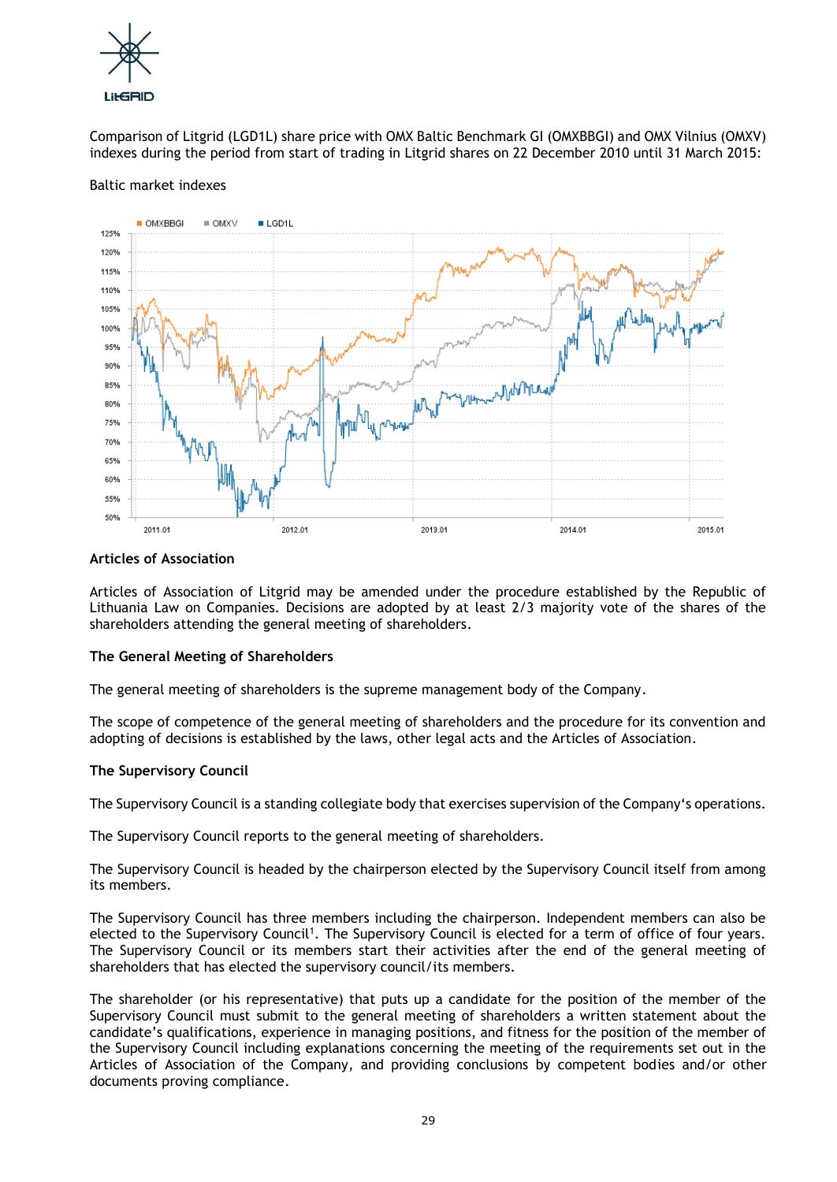Comparison of Litgrid (LGD1L) share price with OMX Baltic Benchmark GI (OMXBBGI) and OMX Vilnius (OMXV) indexes during the period from start of trading in Litgrid shares on 22 December 2010 until 31 March 2015:

Baltic market indexes

### Articles of Association

Articles of Association of Litgrid may be amended under the procedure established by the Republic of Lithuania Law on Companies. Decisions are adopted by at least 2/3 majority vote of the shares of the shareholders attending the general meeting of shareholders.

### The General Meeting of Shareholders

The general meeting of shareholders is the supreme management body of the Company.

The scope of competence of the general meeting of shareholders and the procedure for its convention and adopting of decisions is established by the laws, other legal acts and the Articles of Association.

### The Supervisory Council

The Supervisory Council is a standing collegiate body that exercises supervision of the Company's operations.

The Supervisory Council reports to the general meeting of shareholders.

The Supervisory Council is headed by the chairperson elected by the Supervisory Council itself from among its members.

The Supervisory Council has three members including the chairperson. Independent members can also be elected to the Supervisory Council[1]. The Supervisory Council is elected for a term of office of four years. The Supervisory Council or its members start their activities after the end of the general meeting of shareholders that has elected the supervisory council/its members.

The shareholder (or his representative) that puts up a candidate for the position of the member of the Supervisory Council must submit to the general meeting of shareholders a written statement about the candidate's qualifications, experience in managing positions, and fitness for the position of the member of the Supervisory Council including explanations concerning the meeting of the requirements set out in the Articles of Association of the Company, and providing conclusions by competent bodies and/or other documents proving compliance.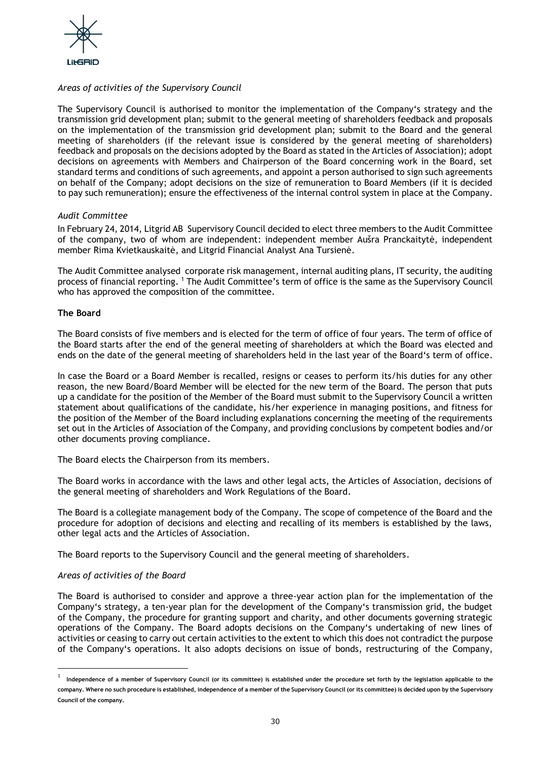*Areas of activities of the Supervisory Council*

The Supervisory Council is authorised to monitor the implementation of the Company's strategy and the transmission grid development plan; submit to the general meeting of shareholders feedback and proposals on the implementation of the transmission grid development plan; submit to the Board and the general meeting of shareholders (if the relevant issue is considered by the general meeting of shareholders) feedback and proposals on the decisions adopted by the Board as stated in the Articles of Association); adopt decisions on agreements with Members and Chairperson of the Board concerning work in the Board, set standard terms and conditions of such agreements, and appoint a person authorised to sign such agreements on behalf of the Company; adopt decisions on the size of remuneration to Board Members (if it is decided to pay such remuneration); ensure the effectiveness of the internal control system in place at the Company.

*Audit Committee*

In February 24, 2014, Litgrid AB Supervisory Council decided to elect three members to the Audit Committee of the company, two of whom are independent: independent member Aušra Pranckaitytė, independent member Rima Kvietkauskaitė, and Litgrid Financial Analyst Ana Tursienė.

The Audit Committee analysed corporate risk management, internal auditing plans, IT security, the auditing process of financial reporting. [1] The Audit Committee's term of office is the same as the Supervisory Council who has approved the composition of the committee.

**The Board**

The Board consists of five members and is elected for the term of office of four years. The term of office of the Board starts after the end of the general meeting of shareholders at which the Board was elected and ends on the date of the general meeting of shareholders held in the last year of the Board's term of office.

In case the Board or a Board Member is recalled, resigns or ceases to perform its/his duties for any other reason, the new Board/Board Member will be elected for the new term of the Board. The person that puts up a candidate for the position of the Member of the Board must submit to the Supervisory Council a written statement about qualifications of the candidate, his/her experience in managing positions, and fitness for the position of the Member of the Board including explanations concerning the meeting of the requirements set out in the Articles of Association of the Company, and providing conclusions by competent bodies and/or other documents proving compliance.

The Board elects the Chairperson from its members.

The Board works in accordance with the laws and other legal acts, the Articles of Association, decisions of the general meeting of shareholders and Work Regulations of the Board.

The Board is a collegiate management body of the Company. The scope of competence of the Board and the procedure for adoption of decisions and electing and recalling of its members is established by the laws, other legal acts and the Articles of Association.

The Board reports to the Supervisory Council and the general meeting of shareholders.

*Areas of activities of the Board*

The Board is authorised to consider and approve a three-year action plan for the implementation of the Company's strategy, a ten-year plan for the development of the Company's transmission grid, the budget of the Company, the procedure for granting support and charity, and other documents governing strategic operations of the Company. The Board adopts decisions on the Company's undertaking of new lines of activities or ceasing to carry out certain activities to the extent to which this does not contradict the purpose of the Company's operations. It also adopts decisions on issue of bonds, restructuring of the Company,

---

[1] **Independence of a member of Supervisory Council (or its committee) is established under the procedure set forth by the legislation applicable to the company. Where no such procedure is established, independence of a member of the Supervisory Council (or its committee) is decided upon by the Supervisory Council of the company.**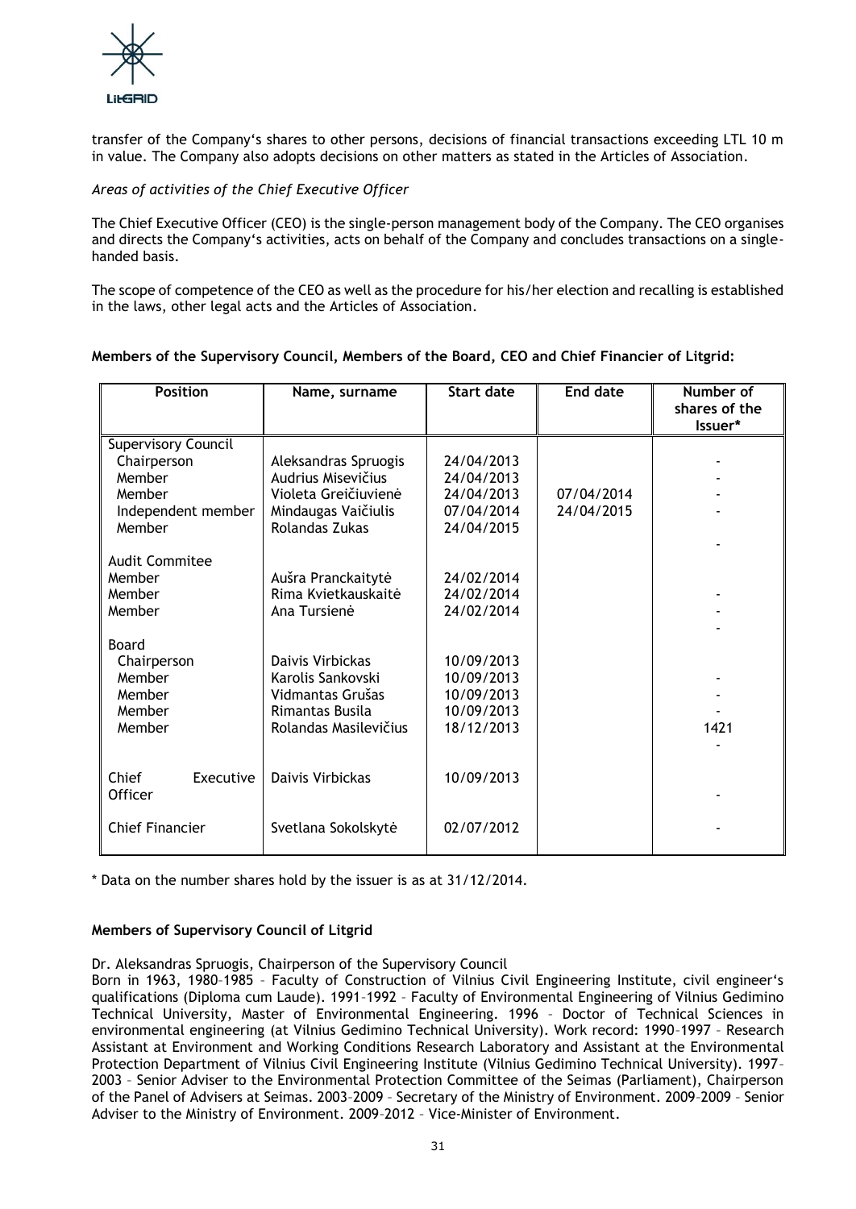transfer of the Company's shares to other persons, decisions of financial transactions exceeding LTL 10 m in value. The Company also adopts decisions on other matters as stated in the Articles of Association.

*Areas of activities of the Chief Executive Officer*

The Chief Executive Officer (CEO) is the single-person management body of the Company. The CEO organises and directs the Company's activities, acts on behalf of the Company and concludes transactions on a single-handed basis.

The scope of competence of the CEO as well as the procedure for his/her election and recalling is established in the laws, other legal acts and the Articles of Association.

**Members of the Supervisory Council, Members of the Board, CEO and Chief Financier of Litgrid:**

| Position | Name, surname | Start date | End date | Number of shares of the Issuer* |
|---|---|---|---|---|
| Supervisory Council | | | | |
| Chairperson | Aleksandras Spruogis | 24/04/2013 | | - |
| Member | Audrius Misevičius | 24/04/2013 | | - |
| Member | Violeta Greičiuvienė | 24/04/2013 | 07/04/2014 | - |
| Independent member | Mindaugas Vaičiulis | 07/04/2014 | 24/04/2015 | - |
| Member | Rolandas Zukas | 24/04/2015 | | |
| | | | | - |
| Audit Commitee | | | | |
| Member | Aušra Pranckaitytė | 24/02/2014 | | |
| Member | Rima Kvietkauskaitė | 24/02/2014 | | - |
| Member | Ana Tursienė | 24/02/2014 | | - |
| | | | | - |
| Board | | | | |
| Chairperson | Daivis Virbickas | 10/09/2013 | | |
| Member | Karolis Sankovski | 10/09/2013 | | - |
| Member | Vidmantas Grušas | 10/09/2013 | | - |
| Member | Rimantas Busila | 10/09/2013 | | - |
| Member | Rolandas Masilevičius | 18/12/2013 | | 1421 |
| | | | | - |
| Chief Executive Officer | Daivis Virbickas | 10/09/2013 | | - |
| Chief Financier | Svetlana Sokolskytė | 02/07/2012 | | - |

\* Data on the number shares hold by the issuer is as at 31/12/2014.

**Members of Supervisory Council of Litgrid**

Dr. Aleksandras Spruogis, Chairperson of the Supervisory Council

Born in 1963, 1980–1985 – Faculty of Construction of Vilnius Civil Engineering Institute, civil engineer's qualifications (Diploma cum Laude). 1991–1992 – Faculty of Environmental Engineering of Vilnius Gedimino Technical University, Master of Environmental Engineering. 1996 – Doctor of Technical Sciences in environmental engineering (at Vilnius Gedimino Technical University). Work record: 1990–1997 – Research Assistant at Environment and Working Conditions Research Laboratory and Assistant at the Environmental Protection Department of Vilnius Civil Engineering Institute (Vilnius Gedimino Technical University). 1997–2003 – Senior Adviser to the Environmental Protection Committee of the Seimas (Parliament), Chairperson of the Panel of Advisers at Seimas. 2003–2009 – Secretary of the Ministry of Environment. 2009–2009 – Senior Adviser to the Ministry of Environment. 2009–2012 – Vice-Minister of Environment.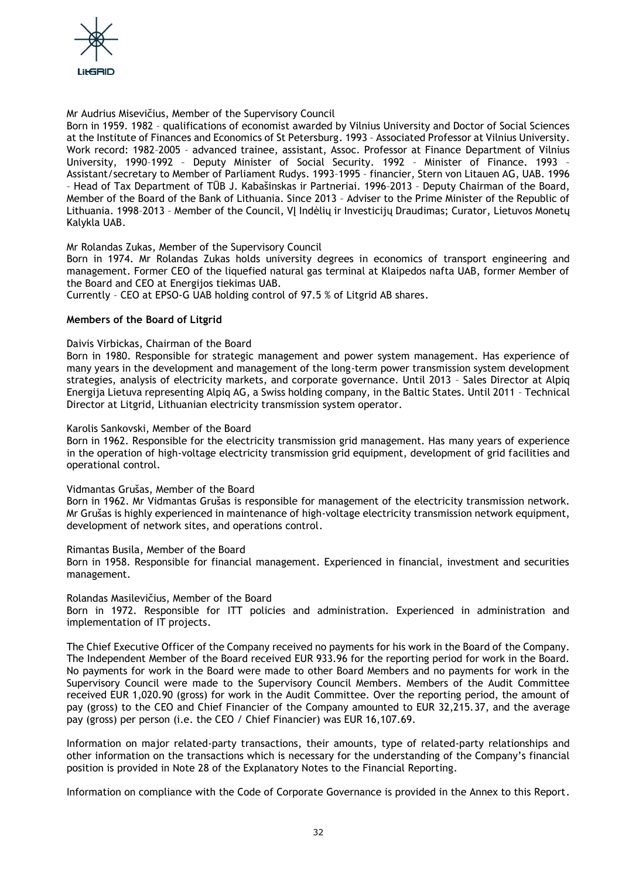Mr Audrius Misevičius, Member of the Supervisory Council

Born in 1959. 1982 – qualifications of economist awarded by Vilnius University and Doctor of Social Sciences at the Institute of Finances and Economics of St Petersburg. 1993 – Associated Professor at Vilnius University. Work record: 1982–2005 – advanced trainee, assistant, Assoc. Professor at Finance Department of Vilnius University, 1990–1992 – Deputy Minister of Social Security. 1992 – Minister of Finance. 1993 – Assistant/secretary to Member of Parliament Rudys. 1993–1995 – financier, Stern von Litauen AG, UAB. 1996 – Head of Tax Department of TŪB J. Kabašinskas ir Partneriai. 1996–2013 – Deputy Chairman of the Board, Member of the Board of the Bank of Lithuania. Since 2013 – Adviser to the Prime Minister of the Republic of Lithuania. 1998–2013 – Member of the Council, VĮ Indėlių ir Investicijų Draudimas; Curator, Lietuvos Monetų Kalykla UAB.

Mr Rolandas Zukas, Member of the Supervisory Council

Born in 1974. Mr Rolandas Zukas holds university degrees in economics of transport engineering and management. Former CEO of the liquefied natural gas terminal at Klaipedos nafta UAB, former Member of the Board and CEO at Energijos tiekimas UAB.

Currently – CEO at EPSO-G UAB holding control of 97.5 % of Litgrid AB shares.

**Members of the Board of Litgrid**

Daivis Virbickas, Chairman of the Board

Born in 1980. Responsible for strategic management and power system management. Has experience of many years in the development and management of the long-term power transmission system development strategies, analysis of electricity markets, and corporate governance. Until 2013 – Sales Director at Alpiq Energija Lietuva representing Alpiq AG, a Swiss holding company, in the Baltic States. Until 2011 – Technical Director at Litgrid, Lithuanian electricity transmission system operator.

Karolis Sankovski, Member of the Board

Born in 1962. Responsible for the electricity transmission grid management. Has many years of experience in the operation of high-voltage electricity transmission grid equipment, development of grid facilities and operational control.

Vidmantas Grušas, Member of the Board

Born in 1962. Mr Vidmantas Grušas is responsible for management of the electricity transmission network. Mr Grušas is highly experienced in maintenance of high-voltage electricity transmission network equipment, development of network sites, and operations control.

Rimantas Busila, Member of the Board

Born in 1958. Responsible for financial management. Experienced in financial, investment and securities management.

Rolandas Masilevičius, Member of the Board

Born in 1972. Responsible for ITT policies and administration. Experienced in administration and implementation of IT projects.

The Chief Executive Officer of the Company received no payments for his work in the Board of the Company. The Independent Member of the Board received EUR 933.96 for the reporting period for work in the Board. No payments for work in the Board were made to other Board Members and no payments for work in the Supervisory Council were made to the Supervisory Council Members. Members of the Audit Committee received EUR 1,020.90 (gross) for work in the Audit Committee. Over the reporting period, the amount of pay (gross) to the CEO and Chief Financier of the Company amounted to EUR 32,215.37, and the average pay (gross) per person (i.e. the CEO / Chief Financier) was EUR 16,107.69.

Information on major related-party transactions, their amounts, type of related-party relationships and other information on the transactions which is necessary for the understanding of the Company's financial position is provided in Note 28 of the Explanatory Notes to the Financial Reporting.

Information on compliance with the Code of Corporate Governance is provided in the Annex to this Report.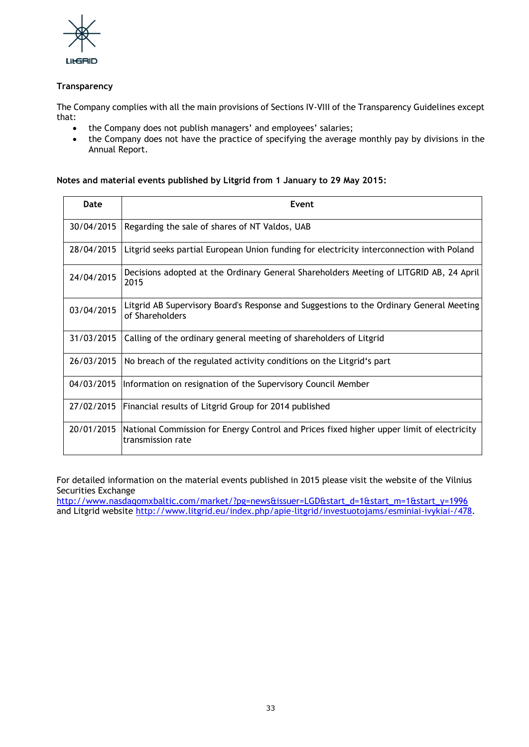**Transparency**

The Company complies with all the main provisions of Sections IV-VIII of the Transparency Guidelines except that:

- the Company does not publish managers' and employees' salaries;
- the Company does not have the practice of specifying the average monthly pay by divisions in the Annual Report.

**Notes and material events published by Litgrid from 1 January to 29 May 2015:**

| Date | Event |
|---|---|
| 30/04/2015 | Regarding the sale of shares of NT Valdos, UAB |
| 28/04/2015 | Litgrid seeks partial European Union funding for electricity interconnection with Poland |
| 24/04/2015 | Decisions adopted at the Ordinary General Shareholders Meeting of LITGRID AB, 24 April 2015 |
| 03/04/2015 | Litgrid AB Supervisory Board's Response and Suggestions to the Ordinary General Meeting of Shareholders |
| 31/03/2015 | Calling of the ordinary general meeting of shareholders of Litgrid |
| 26/03/2015 | No breach of the regulated activity conditions on the Litgrid's part |
| 04/03/2015 | Information on resignation of the Supervisory Council Member |
| 27/02/2015 | Financial results of Litgrid Group for 2014 published |
| 20/01/2015 | National Commission for Energy Control and Prices fixed higher upper limit of electricity transmission rate |

For detailed information on the material events published in 2015 please visit the website of the Vilnius Securities Exchange http://www.nasdaqomxbaltic.com/market/?pg=news&issuer=LGD&start_d=1&start_m=1&start_y=1996 and Litgrid website http://www.litgrid.eu/index.php/apie-litgrid/investuotojams/esminiai-ivykiai-/478.